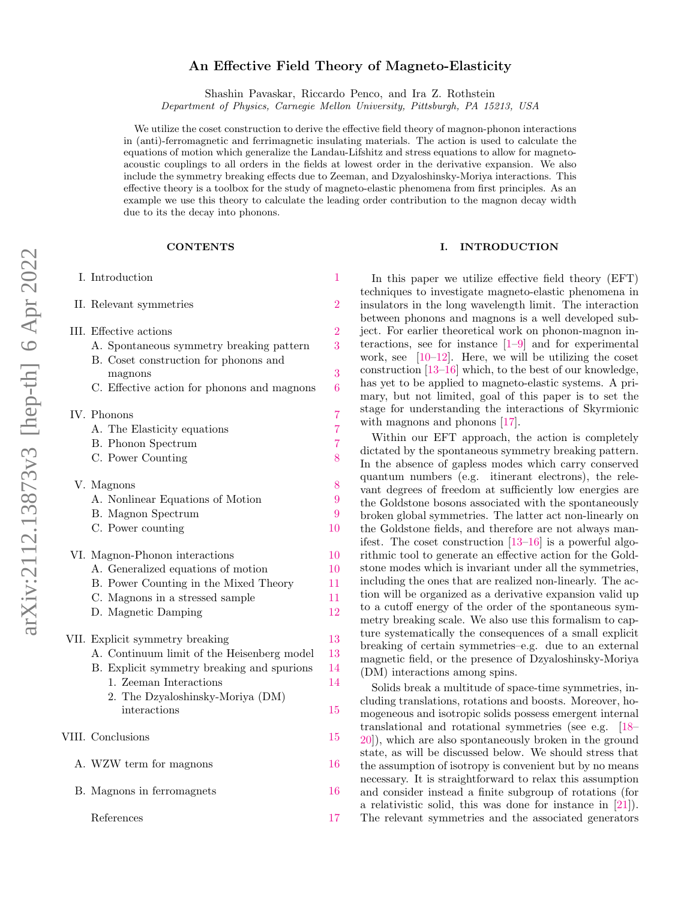# An Effective Field Theory of Magneto-Elasticity

Shashin Pavaskar, Riccardo Penco, and Ira Z. Rothstein

*Department of Physics, Carnegie Mellon University, Pittsburgh, PA 15213, USA*

We utilize the coset construction to derive the effective field theory of magnon-phonon interactions in (anti)-ferromagnetic and ferrimagnetic insulating materials. The action is used to calculate the equations of motion which generalize the Landau-Lifshitz and stress equations to allow for magneto-acoustic couplings to all orders in the fields at lowest order in the derivative expansion. We also include the symmetry breaking effects due to Zeeman, and Dzyaloshinsky-Moriya interactions. This effective theory is a toolbox for the study of magneto-elastic phenomena from first principles. As an example we use this theory to calculate the leading order contribution to the magnon decay width due to its the decay into phonons.

## CONTENTS

- I. Introduction — 1
- II. Relevant symmetries — 2
- III. Effective actions — 2
  - A. Spontaneous symmetry breaking pattern — 3
  - B. Coset construction for phonons and magnons — 3
  - C. Effective action for phonons and magnons — 6
- IV. Phonons — 7
  - A. The Elasticity equations — 7
  - B. Phonon Spectrum — 7
  - C. Power Counting — 8
- V. Magnons — 8
  - A. Nonlinear Equations of Motion — 9
  - B. Magnon Spectrum — 9
  - C. Power counting — 10
- VI. Magnon-Phonon interactions — 10
  - A. Generalized equations of motion — 10
  - B. Power Counting in the Mixed Theory — 11
  - C. Magnons in a stressed sample — 11
  - D. Magnetic Damping — 12
- VII. Explicit symmetry breaking — 13
  - A. Continuum limit of the Heisenberg model — 13
  - B. Explicit symmetry breaking and spurions — 14
    - 1. Zeeman Interactions — 14
    - 2. The Dzyaloshinsky-Moriya (DM) interactions — 15
- VIII. Conclusions — 15
- A. WZW term for magnons — 16
- B. Magnons in ferromagnets — 16
- References — 17

## I. INTRODUCTION

In this paper we utilize effective field theory (EFT) techniques to investigate magneto-elastic phenomena in insulators in the long wavelength limit. The interaction between phonons and magnons is a well developed subject. For earlier theoretical work on phonon-magnon interactions, see for instance [1–9] and for experimental work, see [10–12]. Here, we will be utilizing the coset construction [13–16] which, to the best of our knowledge, has yet to be applied to magneto-elastic systems. A primary, but not limited, goal of this paper is to set the stage for understanding the interactions of Skyrmionic with magnons and phonons [17].

Within our EFT approach, the action is completely dictated by the spontaneous symmetry breaking pattern. In the absence of gapless modes which carry conserved quantum numbers (e.g. itinerant electrons), the relevant degrees of freedom at sufficiently low energies are the Goldstone bosons associated with the spontaneously broken global symmetries. The latter act non-linearly on the Goldstone fields, and therefore are not always manifest. The coset construction [13–16] is a powerful algorithmic tool to generate an effective action for the Goldstone modes which is invariant under all the symmetries, including the ones that are realized non-linearly. The action will be organized as a derivative expansion valid up to a cutoff energy of the order of the spontaneous symmetry breaking scale. We also use this formalism to capture systematically the consequences of a small explicit breaking of certain symmetries–e.g. due to an external magnetic field, or the presence of Dzyaloshinsky-Moriya (DM) interactions among spins.

Solids break a multitude of space-time symmetries, including translations, rotations and boosts. Moreover, homogeneous and isotropic solids possess emergent internal translational and rotational symmetries (see e.g. [18–20]), which are also spontaneously broken in the ground state, as will be discussed below. We should stress that the assumption of isotropy is convenient but by no means necessary. It is straightforward to relax this assumption and consider instead a finite subgroup of rotations (for a relativistic solid, this was done for instance in [21]). The relevant symmetries and the associated generators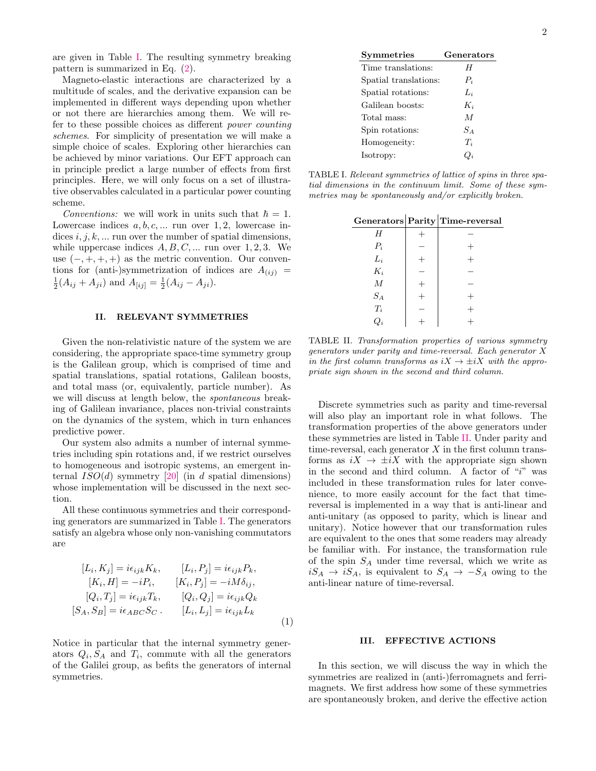are given in Table I. The resulting symmetry breaking pattern is summarized in Eq. (2).

Magneto-elastic interactions are characterized by a multitude of scales, and the derivative expansion can be implemented in different ways depending upon whether or not there are hierarchies among them. We will refer to these possible choices as different *power counting schemes*. For simplicity of presentation we will make a simple choice of scales. Exploring other hierarchies can be achieved by minor variations. Our EFT approach can in principle predict a large number of effects from first principles. Here, we will only focus on a set of illustrative observables calculated in a particular power counting scheme.

*Conventions:* we will work in units such that $\hbar = 1$. Lowercase indices $a, b, c, ...$ run over $1, 2$, lowercase indices $i, j, k, ...$ run over the number of spatial dimensions, while uppercase indices $A, B, C, ...$ run over $1, 2, 3$. We use $(-,+,+,+)$ as the metric convention. Our conventions for (anti-)symmetrization of indices are $A_{(ij)} = \frac{1}{2}(A_{ij} + A_{ji})$ and $A_{[ij]} = \frac{1}{2}(A_{ij} - A_{ji})$.

## II. RELEVANT SYMMETRIES

Given the non-relativistic nature of the system we are considering, the appropriate space-time symmetry group is the Galilean group, which is comprised of time and spatial translations, spatial rotations, Galilean boosts, and total mass (or, equivalently, particle number). As we will discuss at length below, the *spontaneous* breaking of Galilean invariance, places non-trivial constraints on the dynamics of the system, which in turn enhances predictive power.

Our system also admits a number of internal symmetries including spin rotations and, if we restrict ourselves to homogeneous and isotropic systems, an emergent internal $ISO(d)$ symmetry [20] (in $d$ spatial dimensions) whose implementation will be discussed in the next section.

All these continuous symmetries and their corresponding generators are summarized in Table I. The generators satisfy an algebra whose only non-vanishing commutators are

$$
\begin{aligned}
[L_i, K_j] &= i\epsilon_{ijk} K_k, & [L_i, P_j] &= i\epsilon_{ijk} P_k, \\
[K_i, H] &= -iP_i, & [K_i, P_j] &= -iM\delta_{ij}, \\
[Q_i, T_j] &= i\epsilon_{ijk} T_k, & [Q_i, Q_j] &= i\epsilon_{ijk} Q_k \\
[S_A, S_B] &= i\epsilon_{ABC} S_C\,. & [L_i, L_j] &= i\epsilon_{ijk} L_k
\end{aligned}
\tag{1}
$$

Notice in particular that the internal symmetry generators $Q_i, S_A$ and $T_i$, commute with all the generators of the Galilei group, as befits the generators of internal symmetries.

| **Symmetries** | **Generators** |
|---|---|
| Time translations: | $H$ |
| Spatial translations: | $P_i$ |
| Spatial rotations: | $L_i$ |
| Galilean boosts: | $K_i$ |
| Total mass: | $M$ |
| Spin rotations: | $S_A$ |
| Homogeneity: | $T_i$ |
| Isotropy: | $Q_i$ |

TABLE I. *Relevant symmetries of lattice of spins in three spatial dimensions in the continuum limit. Some of these symmetries may be spontaneously and/or explicitly broken.*

| **Generators** | **Parity** | **Time-reversal** |
|---|---|---|
| $H$ | $+$ | $-$ |
| $P_i$ | $-$ | $+$ |
| $L_i$ | $+$ | $+$ |
| $K_i$ | $-$ | $-$ |
| $M$ | $+$ | $-$ |
| $S_A$ | $+$ | $+$ |
| $T_i$ | $-$ | $+$ |
| $Q_i$ | $+$ | $+$ |

TABLE II. *Transformation properties of various symmetry generators under parity and time-reversal. Each generator $X$ in the first column transforms as $iX \to \pm iX$ with the appropriate sign shown in the second and third column.*

Discrete symmetries such as parity and time-reversal will also play an important role in what follows. The transformation properties of the above generators under these symmetries are listed in Table II. Under parity and time-reversal, each generator $X$ in the first column transforms as $iX \to \pm iX$ with the appropriate sign shown in the second and third column. A factor of "$i$" was included in these transformation rules for later convenience, to more easily account for the fact that time-reversal is implemented in a way that is anti-linear and anti-unitary (as opposed to parity, which is linear and unitary). Notice however that our transformation rules are equivalent to the ones that some readers may already be familiar with. For instance, the transformation rule of the spin $S_A$ under time reversal, which we write as $iS_A \to iS_A$, is equivalent to $S_A \to -S_A$ owing to the anti-linear nature of time-reversal.

## III. EFFECTIVE ACTIONS

In this section, we will discuss the way in which the symmetries are realized in (anti-)ferromagnets and ferrimagnets. We first address how some of these symmetries are spontaneously broken, and derive the effective action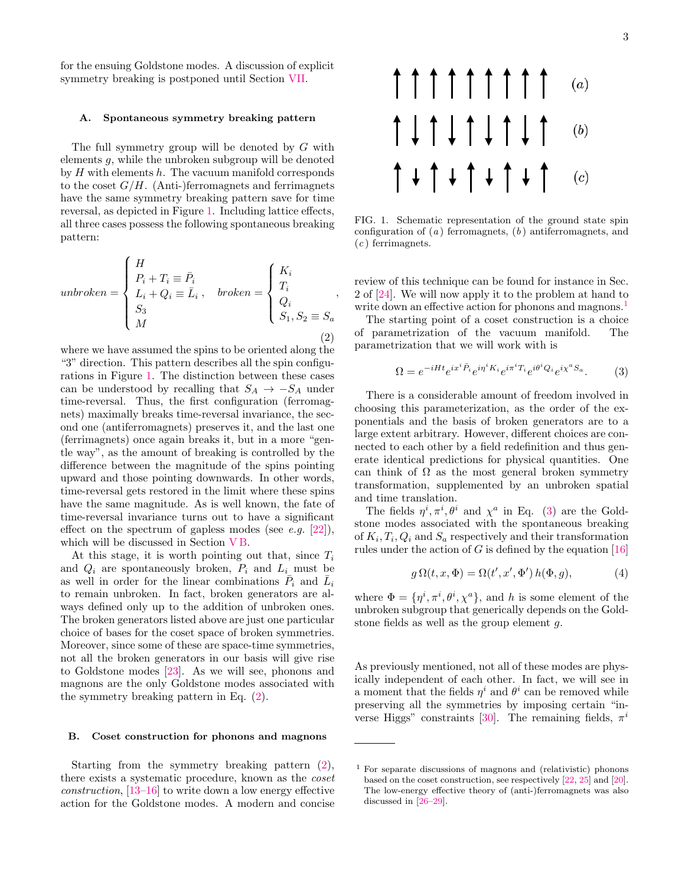for the ensuing Goldstone modes. A discussion of explicit symmetry breaking is postponed until Section VII.

### A. Spontaneous symmetry breaking pattern

The full symmetry group will be denoted by $G$ with elements $g$, while the unbroken subgroup will be denoted by $H$ with elements $h$. The vacuum manifold corresponds to the coset $G/H$. (Anti-)ferromagnets and ferrimagnets have the same symmetry breaking pattern save for time reversal, as depicted in Figure 1. Including lattice effects, all three cases possess the following spontaneous breaking pattern:

$$
unbroken = \begin{cases} H \\ P_i + T_i \equiv \bar{P}_i \\ L_i + Q_i \equiv \bar{L}_i \\ S_3 \\ M \end{cases}, \quad broken = \begin{cases} K_i \\ T_i \\ Q_i \\ S_1, S_2 \equiv S_a \end{cases}, \tag{2}
$$

where we have assumed the spins to be oriented along the "3" direction. This pattern describes all the spin configurations in Figure 1. The distinction between these cases can be understood by recalling that $S_A \to -S_A$ under time-reversal. Thus, the first configuration (ferromagnets) maximally breaks time-reversal invariance, the second one (antiferromagnets) preserves it, and the last one (ferrimagnets) once again breaks it, but in a more "gentle way", as the amount of breaking is controlled by the difference between the magnitude of the spins pointing upward and those pointing downwards. In other words, time-reversal gets restored in the limit where these spins have the same magnitude. As is well known, the fate of time-reversal invariance turns out to have a significant effect on the spectrum of gapless modes (see *e.g.* [22]), which will be discussed in Section V B.

At this stage, it is worth pointing out that, since $T_i$ and $Q_i$ are spontaneously broken, $P_i$ and $L_i$ must be as well in order for the linear combinations $\bar{P}_i$ and $\bar{L}_i$ to remain unbroken. In fact, broken generators are always defined only up to the addition of unbroken ones. The broken generators listed above are just one particular choice of bases for the coset space of broken symmetries. Moreover, since some of these are space-time symmetries, not all the broken generators in our basis will give rise to Goldstone modes [23]. As we will see, phonons and magnons are the only Goldstone modes associated with the symmetry breaking pattern in Eq. (2).

FIG. 1. Schematic representation of the ground state spin configuration of $(a)$ ferromagnets, $(b)$ antiferromagnets, and $(c)$ ferrimagnets.

### B. Coset construction for phonons and magnons

Starting from the symmetry breaking pattern (2), there exists a systematic procedure, known as the *coset construction*, [13–16] to write down a low energy effective action for the Goldstone modes. A modern and concise review of this technique can be found for instance in Sec. 2 of [24]. We will now apply it to the problem at hand to write down an effective action for phonons and magnons.[1]

The starting point of a coset construction is a choice of parametrization of the vacuum manifold. The parametrization that we will work with is

$$
\Omega = e^{-iHt} e^{ix^i \bar{P}_i} e^{i\eta^i K_i} e^{i\pi^i T_i} e^{i\theta^i Q_i} e^{i\chi^a S_a}. \tag{3}
$$

There is a considerable amount of freedom involved in choosing this parameterization, as the order of the exponentials and the basis of broken generators are to a large extent arbitrary. However, different choices are connected to each other by a field redefinition and thus generate identical predictions for physical quantities. One can think of $\Omega$ as the most general broken symmetry transformation, supplemented by an unbroken spatial and time translation.

The fields $\eta^i, \pi^i, \theta^i$ and $\chi^a$ in Eq. (3) are the Goldstone modes associated with the spontaneous breaking of $K_i, T_i, Q_i$ and $S_a$ respectively and their transformation rules under the action of $G$ is defined by the equation [16]

$$
g\,\Omega(t, x, \Phi) = \Omega(t', x', \Phi')\, h(\Phi, g), \tag{4}
$$

where $\Phi = \{\eta^i, \pi^i, \theta^i, \chi^a\}$, and $h$ is some element of the unbroken subgroup that generically depends on the Goldstone fields as well as the group element $g$.

As previously mentioned, not all of these modes are physically independent of each other. In fact, we will see in a moment that the fields $\eta^i$ and $\theta^i$ can be removed while preserving all the symmetries by imposing certain "inverse Higgs" constraints [30]. The remaining fields, $\pi^i$

[1] For separate discussions of magnons and (relativistic) phonons based on the coset construction, see respectively [22, 25] and [20]. The low-energy effective theory of (anti-)ferromagnets was also discussed in [26–29].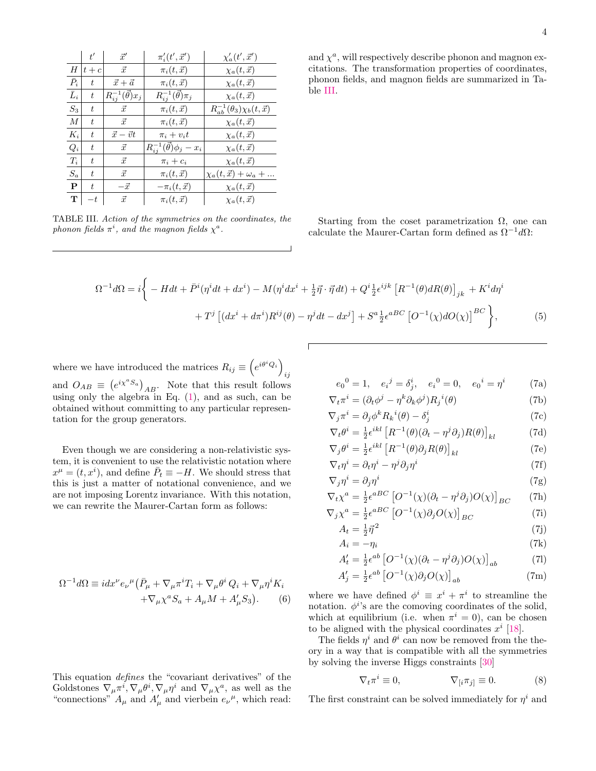|  | $t'$ | $\vec{x}'$ | $\pi'_i(t', \vec{x}')$ | $\chi'_a(t', \vec{x}')$ |
|---|---|---|---|---|
| $H$ | $t+c$ | $\vec{x}$ | $\pi_i(t, \vec{x})$ | $\chi_a(t, \vec{x})$ |
| $\bar{P}_i$ | $t$ | $\vec{x}+\vec{a}$ | $\pi_i(t, \vec{x})$ | $\chi_a(t, \vec{x})$ |
| $\bar{L}_i$ | $t$ | $R^{-1}_{ij}(\vec{\theta})x_j$ | $R^{-1}_{ij}(\vec{\theta})\pi_j$ | $\chi_a(t, \vec{x})$ |
| $S_3$ | $t$ | $\vec{x}$ | $\pi_i(t, \vec{x})$ | $R^{-1}_{ab}(\theta_3)\chi_b(t, \vec{x})$ |
| $M$ | $t$ | $\vec{x}$ | $\pi_i(t, \vec{x})$ | $\chi_a(t, \vec{x})$ |
| $K_i$ | $t$ | $\vec{x}-\vec{v}t$ | $\pi_i + v_i t$ | $\chi_a(t, \vec{x})$ |
| $Q_i$ | $t$ | $\vec{x}$ | $R^{-1}_{ij}(\vec{\theta})\phi_j - x_i$ | $\chi_a(t, \vec{x})$ |
| $T_i$ | $t$ | $\vec{x}$ | $\pi_i + c_i$ | $\chi_a(t, \vec{x})$ |
| $S_a$ | $t$ | $\vec{x}$ | $\pi_i(t, \vec{x})$ | $\chi_a(t, \vec{x}) + \omega_a + ...$ |
| $\mathbf{P}$ | $t$ | $-\vec{x}$ | $-\pi_i(t, \vec{x})$ | $\chi_a(t, \vec{x})$ |
| $\mathbf{T}$ | $-t$ | $\vec{x}$ | $\pi_i(t, \vec{x})$ | $\chi_a(t, \vec{x})$ |

TABLE III. *Action of the symmetries on the coordinates, the phonon fields $\pi^i$, and the magnon fields $\chi^a$.*

and $\chi^a$, will respectively describe phonon and magnon excitations. The transformation properties of coordinates, phonon fields, and magnon fields are summarized in Table III.

Starting from the coset parametrization $\Omega$, one can calculate the Maurer-Cartan form defined as $\Omega^{-1}d\Omega$:

$$
\begin{aligned}
\Omega^{-1}d\Omega = i\bigg\{ & -H dt + \bar{P}^i(\eta^i dt + dx^i) - M(\eta^i dx^i + \tfrac{1}{2}\vec{\eta}\cdot\vec{\eta}\, dt) + Q^i \tfrac{1}{2}\epsilon^{ijk}\left[R^{-1}(\theta)dR(\theta)\right]_{jk} + K^i d\eta^i \\
& + T^j\left[(dx^i + d\pi^i)R^{ij}(\theta) - \eta^j dt - dx^j\right] + S^a \tfrac{1}{2}\epsilon^{aBC}\left[O^{-1}(\chi)dO(\chi)\right]^{BC}\bigg\},
\end{aligned}
\tag{5}
$$

where we have introduced the matrices $R_{ij} \equiv \left(e^{i\theta^i Q_i}\right)_{ij}$ and $O_{AB} \equiv \left(e^{i\chi^a S_a}\right)_{AB}$. Note that this result follows using only the algebra in Eq. (1), and as such, can be obtained without committing to any particular representation for the group generators.

Even though we are considering a non-relativistic system, it is convenient to use the relativistic notation where $x^\mu = (t, x^i)$, and define $\bar{P}_t \equiv -H$. We should stress that this is just a matter of notational convenience, and we are not imposing Lorentz invariance. With this notation, we can rewrite the Maurer-Cartan form as follows:

$$
\begin{aligned}
\Omega^{-1}d\Omega \equiv i dx^\nu e_\nu{}^\mu\big(&\bar{P}_\mu + \nabla_\mu\pi^i T_i + \nabla_\mu\theta^i Q_i + \nabla_\mu\eta^i K_i \\
&+ \nabla_\mu\chi^a S_a + A_\mu M + A'_\mu S_3\big).
\end{aligned}
\tag{6}
$$

This equation *defines* the "covariant derivatives" of the Goldstones $\nabla_\mu\pi^i, \nabla_\mu\theta^i, \nabla_\mu\eta^i$ and $\nabla_\mu\chi^a$, as well as the "connections" $A_\mu$ and $A'_\mu$ and vierbein $e_\nu{}^\mu$, which read:

$$e_0{}^0 = 1, \quad e_i{}^j = \delta^i_j, \quad e_i{}^0 = 0, \quad e_0{}^i = \eta^i \tag{7a}$$

$$\nabla_t\pi^i = (\partial_t\phi^j - \eta^k\partial_k\phi^j)R_j{}^i(\theta) \tag{7b}$$

$$\nabla_j\pi^i = \partial_j\phi^k R_k{}^i(\theta) - \delta^i_j \tag{7c}$$

$$\nabla_t\theta^i = \tfrac{1}{2}\epsilon^{ikl}\left[R^{-1}(\theta)(\partial_t - \eta^j\partial_j)R(\theta)\right]_{kl} \tag{7d}$$

$$\nabla_j\theta^i = \tfrac{1}{2}\epsilon^{ikl}\left[R^{-1}(\theta)\partial_j R(\theta)\right]_{kl} \tag{7e}$$

$$\nabla_t\eta^i = \partial_t\eta^i - \eta^j\partial_j\eta^i \tag{7f}$$

$$\nabla_j\eta^i = \partial_j\eta^i \tag{7g}$$

$$\nabla_t\chi^a = \tfrac{1}{2}\epsilon^{aBC}\left[O^{-1}(\chi)(\partial_t - \eta^j\partial_j)O(\chi)\right]_{BC} \tag{7h}$$

$$\nabla_j\chi^a = \tfrac{1}{2}\epsilon^{aBC}\left[O^{-1}(\chi)\partial_j O(\chi)\right]_{BC} \tag{7i}$$

$$A_t = \tfrac{1}{2}\vec{\eta}^2 \tag{7j}$$

$$A_i = -\eta_i \tag{7k}$$

$$A'_t = \tfrac{1}{2}\epsilon^{ab}\left[O^{-1}(\chi)(\partial_t - \eta^j\partial_j)O(\chi)\right]_{ab} \tag{7l}$$

$$A'_j = \tfrac{1}{2}\epsilon^{ab}\left[O^{-1}(\chi)\partial_j O(\chi)\right]_{ab} \tag{7m}$$

where we have defined $\phi^i \equiv x^i + \pi^i$ to streamline the notation. $\phi^i$'s are the comoving coordinates of the solid, which at equilibrium (i.e. when $\pi^i = 0$), can be chosen to be aligned with the physical coordinates $x^i$ [18].

The fields $\eta^i$ and $\theta^i$ can now be removed from the theory in a way that is compatible with all the symmetries by solving the inverse Higgs constraints [30]

$$\nabla_t\pi^i \equiv 0, \qquad\qquad \nabla_{[i}\pi_{j]} \equiv 0. \tag{8}$$

The first constraint can be solved immediately for $\eta^i$ and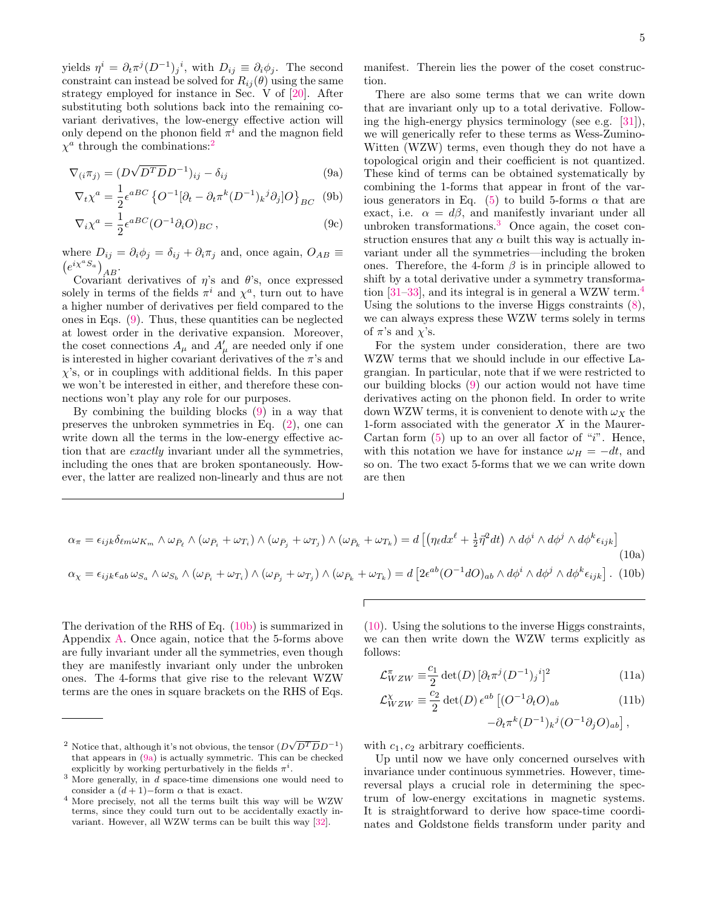yields $\eta^i = \partial_t \pi^j (D^{-1})_j{}^i$, with $D_{ij} \equiv \partial_i \phi_j$. The second constraint can instead be solved for $R_{ij}(\theta)$ using the same strategy employed for instance in Sec. V of [20]. After substituting both solutions back into the remaining covariant derivatives, the low-energy effective action will only depend on the phonon field $\pi^i$ and the magnon field $\chi^a$ through the combinations:[2]

$$\nabla_{(i}\pi_{j)} = (D\sqrt{D^T D} D^{-1})_{ij} - \delta_{ij} \tag{9a}$$

$$\nabla_t \chi^a = \frac{1}{2}\epsilon^{aBC}\left\{O^{-1}[\partial_t - \partial_t \pi^k (D^{-1})_k{}^j \partial_j] O\right\}_{BC} \tag{9b}$$

$$\nabla_i \chi^a = \frac{1}{2}\epsilon^{aBC}(O^{-1}\partial_i O)_{BC}\,, \tag{9c}$$

where $D_{ij} = \partial_i \phi_j = \delta_{ij} + \partial_i \pi_j$ and, once again, $O_{AB} \equiv \left(e^{i\chi^a S_a}\right)_{AB}$.

Covariant derivatives of $\eta$'s and $\theta$'s, once expressed solely in terms of the fields $\pi^i$ and $\chi^a$, turn out to have a higher number of derivatives per field compared to the ones in Eqs. (9). Thus, these quantities can be neglected at lowest order in the derivative expansion. Moreover, the coset connections $A_\mu$ and $A'_\mu$ are needed only if one is interested in higher covariant derivatives of the $\pi$'s and $\chi$'s, or in couplings with additional fields. In this paper we won't be interested in either, and therefore these connections won't play any role for our purposes.

By combining the building blocks (9) in a way that preserves the unbroken symmetries in Eq. (2), one can write down all the terms in the low-energy effective action that are *exactly* invariant under all the symmetries, including the ones that are broken spontaneously. However, the latter are realized non-linearly and thus are not manifest. Therein lies the power of the coset construction.

There are also some terms that we can write down that are invariant only up to a total derivative. Following the high-energy physics terminology (see e.g. [31]), we will generically refer to these terms as Wess-Zumino-Witten (WZW) terms, even though they do not have a topological origin and their coefficient is not quantized. These kind of terms can be obtained systematically by combining the 1-forms that appear in front of the various generators in Eq. (5) to build 5-forms $\alpha$ that are exact, i.e. $\alpha = d\beta$, and manifestly invariant under all unbroken transformations.[3] Once again, the coset construction ensures that any $\alpha$ built this way is actually invariant under all the symmetries—including the broken ones. Therefore, the 4-form $\beta$ is in principle allowed to shift by a total derivative under a symmetry transformation [31–33], and its integral is in general a WZW term.[4] Using the solutions to the inverse Higgs constraints (8), we can always express these WZW terms solely in terms of $\pi$'s and $\chi$'s.

For the system under consideration, there are two WZW terms that we should include in our effective Lagrangian. In particular, note that if we were restricted to our building blocks (9) our action would not have time derivatives acting on the phonon field. In order to write down WZW terms, it is convenient to denote with $\omega_X$ the 1-form associated with the generator $X$ in the Maurer-Cartan form (5) up to an over all factor of "$i$". Hence, with this notation we have for instance $\omega_H = -dt$, and so on. The two exact 5-forms that we we can write down are then

$$\alpha_\pi = \epsilon_{ijk}\delta_{\ell m}\omega_{K_m}\wedge\omega_{\bar P_\ell}\wedge(\omega_{\bar P_i}+\omega_{T_i})\wedge(\omega_{\bar P_j}+\omega_{T_j})\wedge(\omega_{\bar P_k}+\omega_{T_k}) = d\left[\left(\eta_\ell dx^\ell + \tfrac{1}{2}\vec\eta^2 dt\right)\wedge d\phi^i\wedge d\phi^j\wedge d\phi^k\epsilon_{ijk}\right] \tag{10a}$$

$$\alpha_\chi = \epsilon_{ijk}\epsilon_{ab}\,\omega_{S_a}\wedge\omega_{S_b}\wedge(\omega_{\bar P_i}+\omega_{T_i})\wedge(\omega_{\bar P_j}+\omega_{T_j})\wedge(\omega_{\bar P_k}+\omega_{T_k}) = d\left[2\epsilon^{ab}(O^{-1}dO)_{ab}\wedge d\phi^i\wedge d\phi^j\wedge d\phi^k\epsilon_{ijk}\right]. \tag{10b}$$

The derivation of the RHS of Eq. (10b) is summarized in Appendix A. Once again, notice that the 5-forms above are fully invariant under all the symmetries, even though they are manifestly invariant only under the unbroken ones. The 4-forms that give rise to the relevant WZW terms are the ones in square brackets on the RHS of Eqs. (10). Using the solutions to the inverse Higgs constraints, we can then write down the WZW terms explicitly as follows:

$$\mathcal{L}^\pi_{WZW} \equiv \frac{c_1}{2}\det(D)\left[\partial_t \pi^j (D^{-1})_j{}^i\right]^2 \tag{11a}$$

$$\mathcal{L}^\chi_{WZW} \equiv \frac{c_2}{2}\det(D)\,\epsilon^{ab}\left[(O^{-1}\partial_t O)_{ab} - \partial_t \pi^k (D^{-1})_k{}^j (O^{-1}\partial_j O)_{ab}\right], \tag{11b}$$

with $c_1, c_2$ arbitrary coefficients.

Up until now we have only concerned ourselves with invariance under continuous symmetries. However, time-reversal plays a crucial role in determining the spectrum of low-energy excitations in magnetic systems. It is straightforward to derive how space-time coordinates and Goldstone fields transform under parity and

---

[2] Notice that, although it's not obvious, the tensor $(D\sqrt{D^T D}D^{-1})$ that appears in (9a) is actually symmetric. This can be checked explicitly by working perturbatively in the fields $\pi^i$.

[3] More generally, in $d$ space-time dimensions one would need to consider a $(d+1)$−form $\alpha$ that is exact.

[4] More precisely, not all the terms built this way will be WZW terms, since they could turn out to be accidentally exactly invariant. However, all WZW terms can be built this way [32].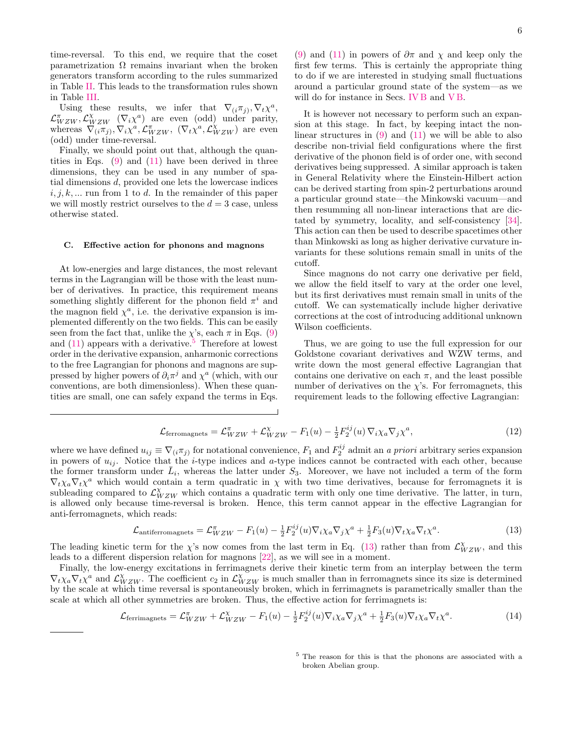time-reversal. To this end, we require that the coset parametrization $\Omega$ remains invariant when the broken generators transform according to the rules summarized in Table II. This leads to the transformation rules shown in Table III.

Using these results, we infer that $\nabla_{(i}\pi_{j)}, \nabla_t\chi^a$, $\mathcal{L}^{\pi}_{WZW}, \mathcal{L}^{\chi}_{WZW}$ $(\nabla_i\chi^a)$ are even (odd) under parity, whereas $\nabla_{(i}\pi_{j)}, \nabla_i\chi^a, \mathcal{L}^{\pi}_{WZW}$, $(\nabla_t\chi^a, \mathcal{L}^{\chi}_{WZW})$ are even (odd) under time-reversal.

Finally, we should point out that, although the quantities in Eqs. (9) and (11) have been derived in three dimensions, they can be used in any number of spatial dimensions $d$, provided one lets the lowercase indices $i, j, k, ...$ run from 1 to $d$. In the remainder of this paper we will mostly restrict ourselves to the $d = 3$ case, unless otherwise stated.

### C. Effective action for phonons and magnons

At low-energies and large distances, the most relevant terms in the Lagrangian will be those with the least number of derivatives. In practice, this requirement means something slightly different for the phonon field $\pi^i$ and the magnon field $\chi^a$, i.e. the derivative expansion is implemented differently on the two fields. This can be easily seen from the fact that, unlike the $\chi$'s, each $\pi$ in Eqs. (9) and (11) appears with a derivative.[5] Therefore at lowest order in the derivative expansion, anharmonic corrections to the free Lagrangian for phonons and magnons are suppressed by higher powers of $\partial_i\pi^j$ and $\chi^a$ (which, with our conventions, are both dimensionless). When these quantities are small, one can safely expand the terms in Eqs. (9) and (11) in powers of $\partial\pi$ and $\chi$ and keep only the first few terms. This is certainly the appropriate thing to do if we are interested in studying small fluctuations around a particular ground state of the system—as we will do for instance in Secs. IV B and V B.

It is however not necessary to perform such an expansion at this stage. In fact, by keeping intact the non-linear structures in (9) and (11) we will be able to also describe non-trivial field configurations where the first derivative of the phonon field is of order one, with second derivatives being suppressed. A similar approach is taken in General Relativity where the Einstein-Hilbert action can be derived starting from spin-2 perturbations around a particular ground state—the Minkowski vacuum—and then resumming all non-linear interactions that are dictated by symmetry, locality, and self-consistency [34]. This action can then be used to describe spacetimes other than Minkowski as long as higher derivative curvature invariants for these solutions remain small in units of the cutoff.

Since magnons do not carry one derivative per field, we allow the field itself to vary at the order one level, but its first derivatives must remain small in units of the cutoff. We can systematically include higher derivative corrections at the cost of introducing additional unknown Wilson coefficients.

Thus, we are going to use the full expression for our Goldstone covariant derivatives and WZW terms, and write down the most general effective Lagrangian that contains one derivative on each $\pi$, and the least possible number of derivatives on the $\chi$'s. For ferromagnets, this requirement leads to the following effective Lagrangian:

$$\mathcal{L}_{\text{ferromagnets}} = \mathcal{L}^{\pi}_{WZW} + \mathcal{L}^{\chi}_{WZW} - F_1(u) - \tfrac{1}{2}F_2^{ij}(u)\,\nabla_i\chi_a\nabla_j\chi^a, \tag{12}$$

where we have defined $u_{ij} \equiv \nabla_{(i}\pi_{j)}$ for notational convenience, $F_1$ and $F_2^{ij}$ admit an *a priori* arbitrary series expansion in powers of $u_{ij}$. Notice that the $i$-type indices and $a$-type indices cannot be contracted with each other, because the former transform under $\bar{L}_i$, whereas the latter under $S_3$. Moreover, we have not included a term of the form $\nabla_t\chi_a\nabla_t\chi^a$ which would contain a term quadratic in $\chi$ with two time derivatives, because for ferromagnets it is subleading compared to $\mathcal{L}^{\chi}_{WZW}$ which contains a quadratic term with only one time derivative. The latter, in turn, is allowed only because time-reversal is broken. Hence, this term cannot appear in the effective Lagrangian for anti-ferromagnets, which reads:

$$\mathcal{L}_{\text{antiferromagnets}} = \mathcal{L}^{\pi}_{WZW} - F_1(u) - \tfrac{1}{2}F_2^{ij}(u)\nabla_i\chi_a\nabla_j\chi^a + \tfrac{1}{2}F_3(u)\nabla_t\chi_a\nabla_t\chi^a. \tag{13}$$

The leading kinetic term for the $\chi$'s now comes from the last term in Eq. (13) rather than from $\mathcal{L}^{\chi}_{WZW}$, and this leads to a different dispersion relation for magnons [22], as we will see in a moment.

Finally, the low-energy excitations in ferrimagnets derive their kinetic term from an interplay between the term $\nabla_t\chi_a\nabla_t\chi^a$ and $\mathcal{L}^{\chi}_{WZW}$. The coefficient $c_2$ in $\mathcal{L}^{\chi}_{WZW}$ is much smaller than in ferromagnets since its size is determined by the scale at which time reversal is spontaneously broken, which in ferrimagnets is parametrically smaller than the scale at which all other symmetries are broken. Thus, the effective action for ferrimagnets is:

$$\mathcal{L}_{\text{ferrimagnets}} = \mathcal{L}^{\pi}_{WZW} + \mathcal{L}^{\chi}_{WZW} - F_1(u) - \tfrac{1}{2}F_2^{ij}(u)\nabla_i\chi_a\nabla_j\chi^a + \tfrac{1}{2}F_3(u)\nabla_t\chi_a\nabla_t\chi^a. \tag{14}$$

[5] The reason for this is that the phonons are associated with a broken Abelian group.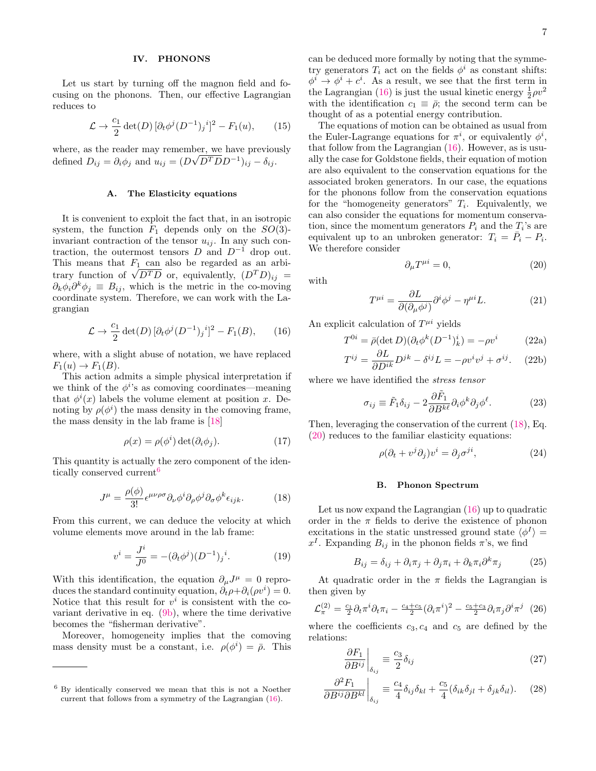## IV. PHONONS

Let us start by turning off the magnon field and focusing on the phonons. Then, our effective Lagrangian reduces to

$$\mathcal{L} \to \frac{c_1}{2} \det(D) \, [\partial_t \phi^j (D^{-1})_j{}^i]^2 - F_1(u), \tag{15}$$

where, as the reader may remember, we have previously defined $D_{ij} = \partial_i \phi_j$ and $u_{ij} = (D\sqrt{D^T D} D^{-1})_{ij} - \delta_{ij}$.

### A. The Elasticity equations

It is convenient to exploit the fact that, in an isotropic system, the function $F_1$ depends only on the $SO(3)$-invariant contraction of the tensor $u_{ij}$. In any such contraction, the outermost tensors $D$ and $D^{-1}$ drop out. This means that $F_1$ can also be regarded as an arbitrary function of $\sqrt{D^T D}$ or, equivalently, $(D^T D)_{ij} = \partial_k \phi_i \partial^k \phi_j \equiv B_{ij}$, which is the metric in the co-moving coordinate system. Therefore, we can work with the Lagrangian

$$\mathcal{L} \to \frac{c_1}{2} \det(D) \, [\partial_t \phi^j (D^{-1})_j{}^i]^2 - F_1(B), \tag{16}$$

where, with a slight abuse of notation, we have replaced $F_1(u) \to F_1(B)$.

This action admits a simple physical interpretation if we think of the $\phi^i$'s as comoving coordinates—meaning that $\phi^i(x)$ labels the volume element at position $x$. Denoting by $\rho(\phi^i)$ the mass density in the comoving frame, the mass density in the lab frame is [18]

$$\rho(x) = \rho(\phi^i) \det(\partial_i \phi_j). \tag{17}$$

This quantity is actually the zero component of the identically conserved current[6]

$$J^\mu = \frac{\rho(\phi)}{3!} \epsilon^{\mu\nu\rho\sigma} \partial_\nu \phi^i \partial_\rho \phi^j \partial_\sigma \phi^k \epsilon_{ijk}. \tag{18}$$

From this current, we can deduce the velocity at which volume elements move around in the lab frame:

$$v^i = \frac{J^i}{J^0} = -(\partial_t \phi^j)(D^{-1})_j{}^i. \tag{19}$$

With this identification, the equation $\partial_\mu J^\mu = 0$ reproduces the standard continuity equation, $\partial_t \rho + \partial_i(\rho v^i) = 0$. Notice that this result for $v^i$ is consistent with the covariant derivative in eq. (9b), where the time derivative becomes the "fisherman derivative".

Moreover, homogeneity implies that the comoving mass density must be a constant, i.e. $\rho(\phi^i) = \bar{\rho}$. This can be deduced more formally by noting that the symmetry generators $T_i$ act on the fields $\phi^i$ as constant shifts: $\phi^i \to \phi^i + c^i$. As a result, we see that the first term in the Lagrangian (16) is just the usual kinetic energy $\frac{1}{2}\rho v^2$ with the identification $c_1 \equiv \bar{\rho}$; the second term can be thought of as a potential energy contribution.

The equations of motion can be obtained as usual from the Euler-Lagrange equations for $\pi^i$, or equivalently $\phi^i$, that follow from the Lagrangian (16). However, as is usually the case for Goldstone fields, their equation of motion are also equivalent to the conservation equations for the associated broken generators. In our case, the equations for the phonons follow from the conservation equations for the "homogeneity generators" $T_i$. Equivalently, we can also consider the equations for momentum conservation, since the momentum generators $P_i$ and the $T_i$'s are equivalent up to an unbroken generator: $T_i = \bar{P}_i - P_i$. We therefore consider

$$\partial_\mu T^{\mu i} = 0, \tag{20}$$

with

$$T^{\mu i} = \frac{\partial L}{\partial(\partial_\mu \phi^j)} \partial^i \phi^j - \eta^{\mu i} L. \tag{21}$$

An explicit calculation of $T^{\mu i}$ yields

$$T^{0i} = \bar{\rho}(\det D)(\partial_t \phi^k (D^{-1})^i_k) = -\rho v^i \tag{22a}$$

$$T^{ij} = \frac{\partial L}{\partial D^{ik}} D^{jk} - \delta^{ij} L = -\rho v^i v^j + \sigma^{ij}. \tag{22b}$$

where we have identified the *stress tensor*

$$\sigma_{ij} \equiv \tilde{F}_1 \delta_{ij} - 2\frac{\partial \tilde{F}_1}{\partial B^{k\ell}} \partial_i \phi^k \partial_j \phi^\ell. \tag{23}$$

Then, leveraging the conservation of the current (18), Eq. (20) reduces to the familiar elasticity equations:

$$\rho(\partial_t + v^j \partial_j) v^i = \partial_j \sigma^{ji}, \tag{24}$$

### B. Phonon Spectrum

Let us now expand the Lagrangian (16) up to quadratic order in the $\pi$ fields to derive the existence of phonon excitations in the static unstressed ground state $\langle \phi^I \rangle = x^I$. Expanding $B_{ij}$ in the phonon fields $\pi$'s, we find

$$B_{ij} = \delta_{ij} + \partial_i \pi_j + \partial_j \pi_i + \partial_k \pi_i \partial^k \pi_j \tag{25}$$

At quadratic order in the $\pi$ fields the Lagrangian is then given by

$$\mathcal{L}^{(2)}_\pi = \tfrac{c_1}{2} \partial_t \pi^i \partial_t \pi_i - \tfrac{c_4 + c_5}{2} (\partial_i \pi^i)^2 - \tfrac{c_5 + c_3}{2} \partial_i \pi_j \partial^i \pi^j \tag{26}$$

where the coefficients $c_3, c_4$ and $c_5$ are defined by the relations:

$$\left.\frac{\partial F_1}{\partial B^{ij}}\right|_{\delta_{ij}} \equiv \frac{c_3}{2} \delta_{ij} \tag{27}$$

$$\left.\frac{\partial^2 F_1}{\partial B^{ij} \partial B^{kl}}\right|_{\delta_{ij}} \equiv \frac{c_4}{4} \delta_{ij} \delta_{kl} + \frac{c_5}{4} (\delta_{ik} \delta_{jl} + \delta_{jk} \delta_{il}). \tag{28}$$

---

[6] By identically conserved we mean that this is not a Noether current that follows from a symmetry of the Lagrangian (16).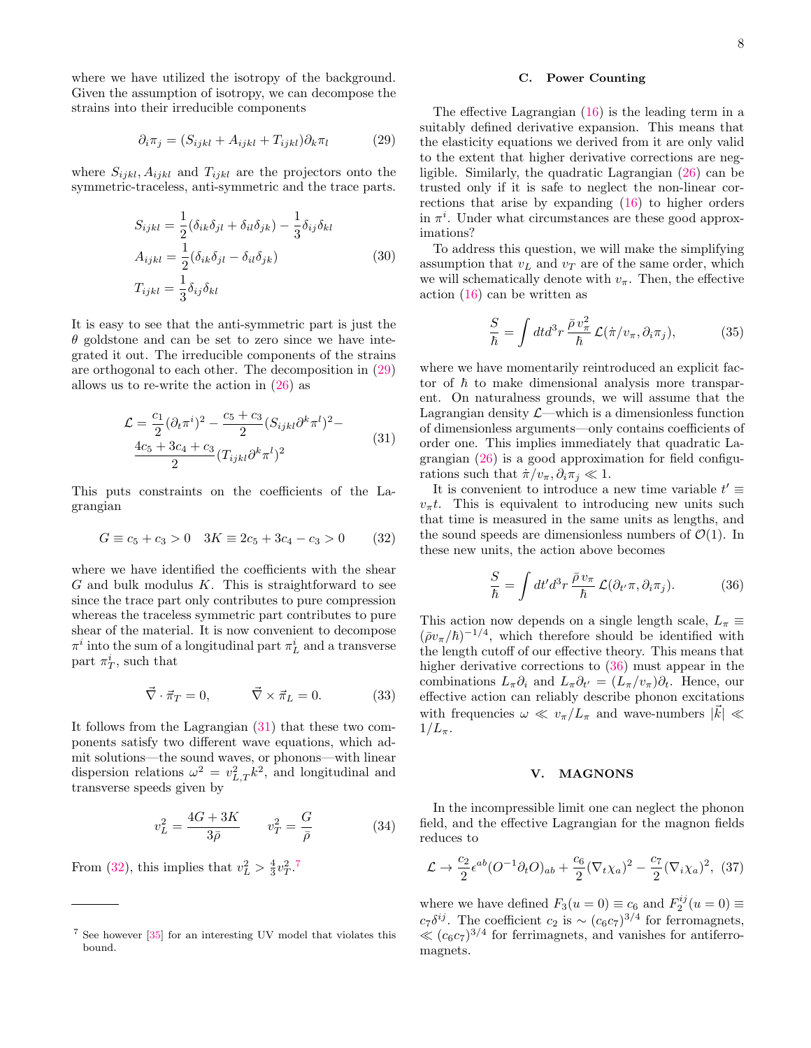where we have utilized the isotropy of the background. Given the assumption of isotropy, we can decompose the strains into their irreducible components

$$\partial_i \pi_j = (S_{ijkl} + A_{ijkl} + T_{ijkl}) \partial_k \pi_l \tag{29}$$

where $S_{ijkl}, A_{ijkl}$ and $T_{ijkl}$ are the projectors onto the symmetric-traceless, anti-symmetric and the trace parts.

$$\begin{aligned} S_{ijkl} &= \frac{1}{2}(\delta_{ik}\delta_{jl} + \delta_{il}\delta_{jk}) - \frac{1}{3}\delta_{ij}\delta_{kl} \\ A_{ijkl} &= \frac{1}{2}(\delta_{ik}\delta_{jl} - \delta_{il}\delta_{jk}) \\ T_{ijkl} &= \frac{1}{3}\delta_{ij}\delta_{kl} \end{aligned} \tag{30}$$

It is easy to see that the anti-symmetric part is just the $\theta$ goldstone and can be set to zero since we have integrated it out. The irreducible components of the strains are orthogonal to each other. The decomposition in (29) allows us to re-write the action in (26) as

$$\begin{aligned} \mathcal{L} = \frac{c_1}{2}(\partial_t \pi^i)^2 - \frac{c_5 + c_3}{2}(S_{ijkl}\partial^k \pi^l)^2 - \\ \frac{4c_5 + 3c_4 + c_3}{2}(T_{ijkl}\partial^k \pi^l)^2 \end{aligned} \tag{31}$$

This puts constraints on the coefficients of the Lagrangian

$$G \equiv c_5 + c_3 > 0 \quad 3K \equiv 2c_5 + 3c_4 - c_3 > 0 \tag{32}$$

where we have identified the coefficients with the shear $G$ and bulk modulus $K$. This is straightforward to see since the trace part only contributes to pure compression whereas the traceless symmetric part contributes to pure shear of the material. It is now convenient to decompose $\pi^i$ into the sum of a longitudinal part $\pi^i_L$ and a transverse part $\pi^i_T$, such that

$$\vec{\nabla} \cdot \vec{\pi}_T = 0, \qquad \vec{\nabla} \times \vec{\pi}_L = 0. \tag{33}$$

It follows from the Lagrangian (31) that these two components satisfy two different wave equations, which admit solutions—the sound waves, or phonons—with linear dispersion relations $\omega^2 = v^2_{L,T} k^2$, and longitudinal and transverse speeds given by

$$v_L^2 = \frac{4G + 3K}{3\bar{\rho}} \qquad v_T^2 = \frac{G}{\bar{\rho}} \tag{34}$$

From (32), this implies that $v_L^2 > \frac{4}{3} v_T^2$.[7]

[7] See however [35] for an interesting UV model that violates this bound.

### C. Power Counting

The effective Lagrangian (16) is the leading term in a suitably defined derivative expansion. This means that the elasticity equations we derived from it are only valid to the extent that higher derivative corrections are negligible. Similarly, the quadratic Lagrangian (26) can be trusted only if it is safe to neglect the non-linear corrections that arise by expanding (16) to higher orders in $\pi^i$. Under what circumstances are these good approximations?

To address this question, we will make the simplifying assumption that $v_L$ and $v_T$ are of the same order, which we will schematically denote with $v_\pi$. Then, the effective action (16) can be written as

$$\frac{S}{\hbar} = \int dt d^3 r \, \frac{\bar{\rho}\, v_\pi^2}{\hbar} \, \mathcal{L}(\dot{\pi}/v_\pi, \partial_i \pi_j), \tag{35}$$

where we have momentarily reintroduced an explicit factor of $\hbar$ to make dimensional analysis more transparent. On naturalness grounds, we will assume that the Lagrangian density $\mathcal{L}$—which is a dimensionless function of dimensionless arguments—only contains coefficients of order one. This implies immediately that quadratic Lagrangian (26) is a good approximation for field configurations such that $\dot{\pi}/v_\pi, \partial_i \pi_j \ll 1$.

It is convenient to introduce a new time variable $t' \equiv v_\pi t$. This is equivalent to introducing new units such that time is measured in the same units as lengths, and the sound speeds are dimensionless numbers of $\mathcal{O}(1)$. In these new units, the action above becomes

$$\frac{S}{\hbar} = \int dt' d^3 r \, \frac{\bar{\rho}\, v_\pi}{\hbar} \, \mathcal{L}(\partial_{t'} \pi, \partial_i \pi_j). \tag{36}$$

This action now depends on a single length scale, $L_\pi \equiv (\bar{\rho} v_\pi / \hbar)^{-1/4}$, which therefore should be identified with the length cutoff of our effective theory. This means that higher derivative corrections to (36) must appear in the combinations $L_\pi \partial_i$ and $L_\pi \partial_{t'} = (L_\pi / v_\pi)\partial_t$. Hence, our effective action can reliably describe phonon excitations with frequencies $\omega \ll v_\pi / L_\pi$ and wave-numbers $|\vec{k}| \ll 1/L_\pi$.

## V. MAGNONS

In the incompressible limit one can neglect the phonon field, and the effective Lagrangian for the magnon fields reduces to

$$\mathcal{L} \to \frac{c_2}{2}\epsilon^{ab}(O^{-1}\partial_t O)_{ab} + \frac{c_6}{2}(\nabla_t \chi_a)^2 - \frac{c_7}{2}(\nabla_i \chi_a)^2, \tag{37}$$

where we have defined $F_3(u = 0) \equiv c_6$ and $F_2^{ij}(u = 0) \equiv c_7 \delta^{ij}$. The coefficient $c_2$ is $\sim (c_6 c_7)^{3/4}$ for ferromagnets, $\ll (c_6 c_7)^{3/4}$ for ferrimagnets, and vanishes for antiferromagnets.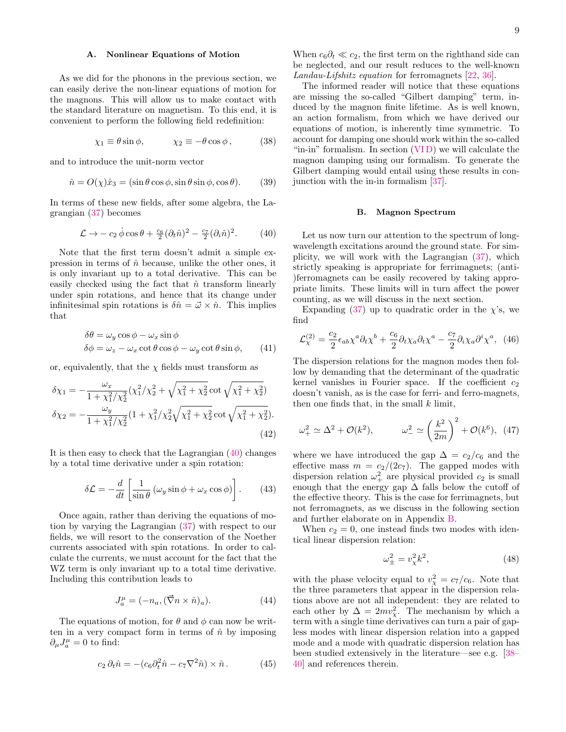### A. Nonlinear Equations of Motion

As we did for the phonons in the previous section, we can easily derive the non-linear equations of motion for the magnons. This will allow us to make contact with the standard literature on magnetism. To this end, it is convenient to perform the following field redefinition:

$$\chi_1 \equiv \theta \sin\phi, \qquad \chi_2 \equiv -\theta\cos\phi\,, \tag{38}$$

and to introduce the unit-norm vector

$$\hat{n} = O(\chi)\hat{x}_3 = (\sin\theta\cos\phi, \sin\theta\sin\phi, \cos\theta). \tag{39}$$

In terms of these new fields, after some algebra, the Lagrangian (37) becomes

$$\mathcal{L} \to -c_2\,\dot{\phi}\cos\theta + \tfrac{c_6}{2}(\partial_t\hat{n})^2 - \tfrac{c_7}{2}(\partial_i\hat{n})^2. \tag{40}$$

Note that the first term doesn't admit a simple expression in terms of $\hat{n}$ because, unlike the other ones, it is only invariant up to a total derivative. This can be easily checked using the fact that $\hat{n}$ transform linearly under spin rotations, and hence that its change under infinitesimal spin rotations is $\delta\hat{n} = \vec{\omega}\times\hat{n}$. This implies that

$$\begin{aligned}\delta\theta &= \omega_y\cos\phi - \omega_x\sin\phi \\ \delta\phi &= \omega_z - \omega_x\cot\theta\cos\phi - \omega_y\cot\theta\sin\phi,\end{aligned} \tag{41}$$

or, equivalently, that the $\chi$ fields must transform as

$$\begin{aligned}\delta\chi_1 &= -\frac{\omega_x}{1+\chi_1^2/\chi_2^2}(\chi_1^2/\chi_2^2 + \sqrt{\chi_1^2+\chi_2^2}\cot\sqrt{\chi_1^2+\chi_2^2}) \\ \delta\chi_2 &= -\frac{\omega_y}{1+\chi_1^2/\chi_2^2}(1+\chi_1^2/\chi_2^2\sqrt{\chi_1^2+\chi_2^2}\cot\sqrt{\chi_1^2+\chi_2^2}).\end{aligned} \tag{42}$$

It is then easy to check that the Lagrangian (40) changes by a total time derivative under a spin rotation:

$$\delta\mathcal{L} = -\frac{d}{dt}\left[\frac{1}{\sin\theta}\left(\omega_y\sin\phi + \omega_x\cos\phi\right)\right]. \tag{43}$$

Once again, rather than deriving the equations of motion by varying the Lagrangian (37) with respect to our fields, we will resort to the conservation of the Noether currents associated with spin rotations. In order to calculate the currents, we must account for the fact that the WZ term is only invariant up to a total time derivative. Including this contribution leads to

$$J^\mu_a = (-n_a, (\vec{\nabla}n\times\hat{n})_a). \tag{44}$$

The equations of motion, for $\theta$ and $\phi$ can now be written in a very compact form in terms of $\hat{n}$ by imposing $\partial_\mu J^\mu_a = 0$ to find:

$$c_2\,\partial_t\hat{n} = -(c_6\partial_t^2\hat{n} - c_7\nabla^2\hat{n})\times\hat{n}\,. \tag{45}$$

When $c_6\partial_t \ll c_2$, the first term on the righthand side can be neglected, and our result reduces to the well-known *Landau-Lifshitz equation* for ferromagnets [22, 36].

The informed reader will notice that these equations are missing the so-called "Gilbert damping" term, induced by the magnon finite lifetime. As is well known, an action formalism, from which we have derived our equations of motion, is inherently time symmetric. To account for damping one should work within the so-called "in-in" formalism. In section (VI D) we will calculate the magnon damping using our formalism. To generate the Gilbert damping would entail using these results in conjunction with the in-in formalism [37].

### B. Magnon Spectrum

Let us now turn our attention to the spectrum of long-wavelength excitations around the ground state. For simplicity, we will work with the Lagrangian (37), which strictly speaking is appropriate for ferrimagnets; (anti-)ferromagnets can be easily recovered by taking appropriate limits. These limits will in turn affect the power counting, as we will discuss in the next section.

Expanding (37) up to quadratic order in the $\chi$'s, we find

$$\mathcal{L}^{(2)}_\chi = \frac{c_2}{2}\epsilon_{ab}\chi^a\partial_t\chi^b + \frac{c_6}{2}\partial_t\chi_a\partial_t\chi^a - \frac{c_7}{2}\partial_i\chi_a\partial^i\chi^a, \tag{46}$$

The dispersion relations for the magnon modes then follow by demanding that the determinant of the quadratic kernel vanishes in Fourier space. If the coefficient $c_2$ doesn't vanish, as is the case for ferri- and ferro-magnets, then one finds that, in the small $k$ limit,

$$\omega_+^2 \simeq \Delta^2 + \mathcal{O}(k^2), \qquad \omega_-^2 \simeq \left(\frac{k^2}{2m}\right)^2 + \mathcal{O}(k^6), \tag{47}$$

where we have introduced the gap $\Delta = c_2/c_6$ and the effective mass $m = c_2/(2c_7)$. The gapped modes with dispersion relation $\omega_+^2$ are physical provided $c_2$ is small enough that the energy gap $\Delta$ falls below the cutoff of the effective theory. This is the case for ferrimagnets, but not ferromagnets, as we discuss in the following section and further elaborate on in Appendix B.

When $c_2 = 0$, one instead finds two modes with identical linear dispersion relation:

$$\omega_\pm^2 = v_\chi^2 k^2, \tag{48}$$

with the phase velocity equal to $v_\chi^2 = c_7/c_6$. Note that the three parameters that appear in the dispersion relations above are not all independent: they are related to each other by $\Delta = 2mv_\chi^2$. The mechanism by which a term with a single time derivatives can turn a pair of gapless modes with linear dispersion relation into a gapped mode and a mode with quadratic dispersion relation has been studied extensively in the literature—see e.g. [38–40] and references therein.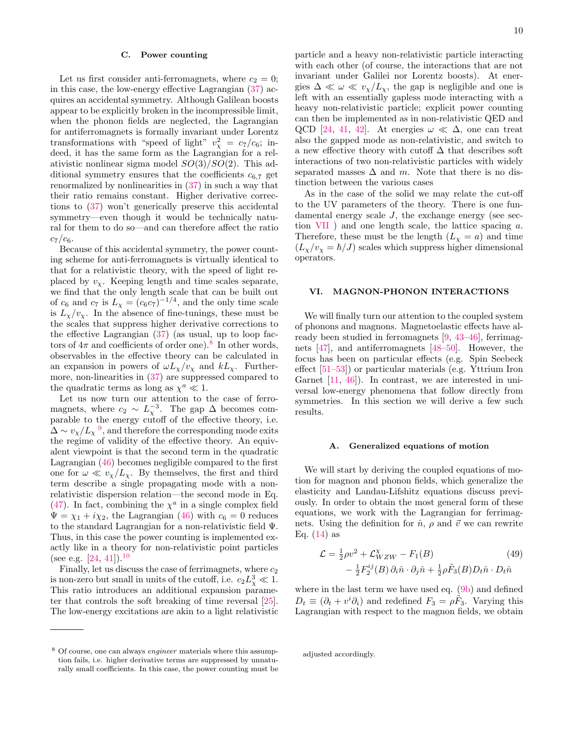### C. Power counting

Let us first consider anti-ferromagnets, where $c_2 = 0$; in this case, the low-energy effective Lagrangian (37) acquires an accidental symmetry. Although Galilean boosts appear to be explicitly broken in the incompressible limit, when the phonon fields are neglected, the Lagrangian for antiferromagnets is formally invariant under Lorentz transformations with "speed of light" $v_\chi^2 = c_7/c_6$; indeed, it has the same form as the Lagrangian for a relativistic nonlinear sigma model $SO(3)/SO(2)$. This additional symmetry ensures that the coefficients $c_{6,7}$ get renormalized by nonlinearities in (37) in such a way that their ratio remains constant. Higher derivative corrections to (37) won't generically preserve this accidental symmetry—even though it would be technically natural for them to do so—and can therefore affect the ratio $c_7/c_6$.

Because of this accidental symmetry, the power counting scheme for anti-ferromagnets is virtually identical to that for a relativistic theory, with the speed of light replaced by $v_\chi$. Keeping length and time scales separate, we find that the only length scale that can be built out of $c_6$ and $c_7$ is $L_\chi = (c_6 c_7)^{-1/4}$, and the only time scale is $L_\chi / v_\chi$. In the absence of fine-tunings, these must be the scales that suppress higher derivative corrections to the effective Lagrangian (37) (as usual, up to loop factors of $4\pi$ and coefficients of order one).[8] In other words, observables in the effective theory can be calculated in an expansion in powers of $\omega L_\chi / v_\chi$ and $k L_\chi$. Furthermore, non-linearities in (37) are suppressed compared to the quadratic terms as long as $\chi^a \ll 1$.

Let us now turn our attention to the case of ferromagnets, where $c_2 \sim L_\chi^{-3}$. The gap $\Delta$ becomes comparable to the energy cutoff of the effective theory, i.e. $\Delta \sim v_\chi / L_\chi$ [9], and therefore the corresponding mode exits the regime of validity of the effective theory. An equivalent viewpoint is that the second term in the quadratic Lagrangian (46) becomes negligible compared to the first one for $\omega \ll v_\chi / L_\chi$. By themselves, the first and third term describe a single propagating mode with a non-relativistic dispersion relation—the second mode in Eq. (47). In fact, combining the $\chi^a$ in a single complex field $\Psi = \chi_1 + i\chi_2$, the Lagrangian (46) with $c_6 = 0$ reduces to the standard Lagrangian for a non-relativistic field $\Psi$. Thus, in this case the power counting is implemented exactly like in a theory for non-relativistic point particles (see e.g. [24, 41]).[10]

Finally, let us discuss the case of ferrimagnets, where $c_2$ is non-zero but small in units of the cutoff, i.e. $c_2 L_\chi^3 \ll 1$. This ratio introduces an additional expansion parameter that controls the soft breaking of time reversal [25]. The low-energy excitations are akin to a light relativistic particle and a heavy non-relativistic particle interacting with each other (of course, the interactions that are not invariant under Galilei nor Lorentz boosts). At energies $\Delta \ll \omega \ll v_\chi / L_\chi$, the gap is negligible and one is left with an essentially gapless mode interacting with a heavy non-relativistic particle; explicit power counting can then be implemented as in non-relativistic QED and QCD [24, 41, 42]. At energies $\omega \ll \Delta$, one can treat also the gapped mode as non-relativistic, and switch to a new effective theory with cutoff $\Delta$ that describes soft interactions of two non-relativistic particles with widely separated masses $\Delta$ and $m$. Note that there is no distinction between the various cases

As in the case of the solid we may relate the cut-off to the UV parameters of the theory. There is one fundamental energy scale $J$, the exchange energy (see section VII ) and one length scale, the lattice spacing $a$. Therefore, these must be the length ($L_\chi = a$) and time ($L_\chi / v_\chi = \hbar / J$) scales which suppress higher dimensional operators.

## VI. MAGNON-PHONON INTERACTIONS

We will finally turn our attention to the coupled system of phonons and magnons. Magnetoelastic effects have already been studied in ferromagnets [9, 43–46], ferrimagnets [47], and antiferromagnets [48–50]. However, the focus has been on particular effects (e.g. Spin Seebeck effect [51–53]) or particular materials (e.g. Yttrium Iron Garnet [11, 46]). In contrast, we are interested in universal low-energy phenomena that follow directly from symmetries. In this section we will derive a few such results.

### A. Generalized equations of motion

We will start by deriving the coupled equations of motion for magnon and phonon fields, which generalize the elasticity and Landau-Lifshitz equations discuss previously. In order to obtain the most general form of these equations, we work with the Lagrangian for ferrimagnets. Using the definition for $\hat{n}$, $\rho$ and $\vec{v}$ we can rewrite Eq. (14) as

$$
\begin{aligned}
\mathcal{L} = \tfrac{1}{2}\rho v^2 + \mathcal{L}^\chi_{WZW} - F_1(B) \\
- \tfrac{1}{2} F_2^{ij}(B)\, \partial_i \hat{n} \cdot \partial_j \hat{n} + \tfrac{1}{2}\rho \tilde{F}_3(B) D_t \hat{n} \cdot D_t \hat{n}
\end{aligned}
\tag{49}
$$

where in the last term we have used eq. (9b) and defined $D_t \equiv (\partial_t + v^i \partial_i)$ and redefined $F_3 = \rho \tilde{F}_3$. Varying this Lagrangian with respect to the magnon fields, we obtain

---

[8] Of course, one can always *engineer* materials where this assumption fails, i.e. higher derivative terms are suppressed by unnaturally small coefficients. In this case, the power counting must be adjusted accordingly.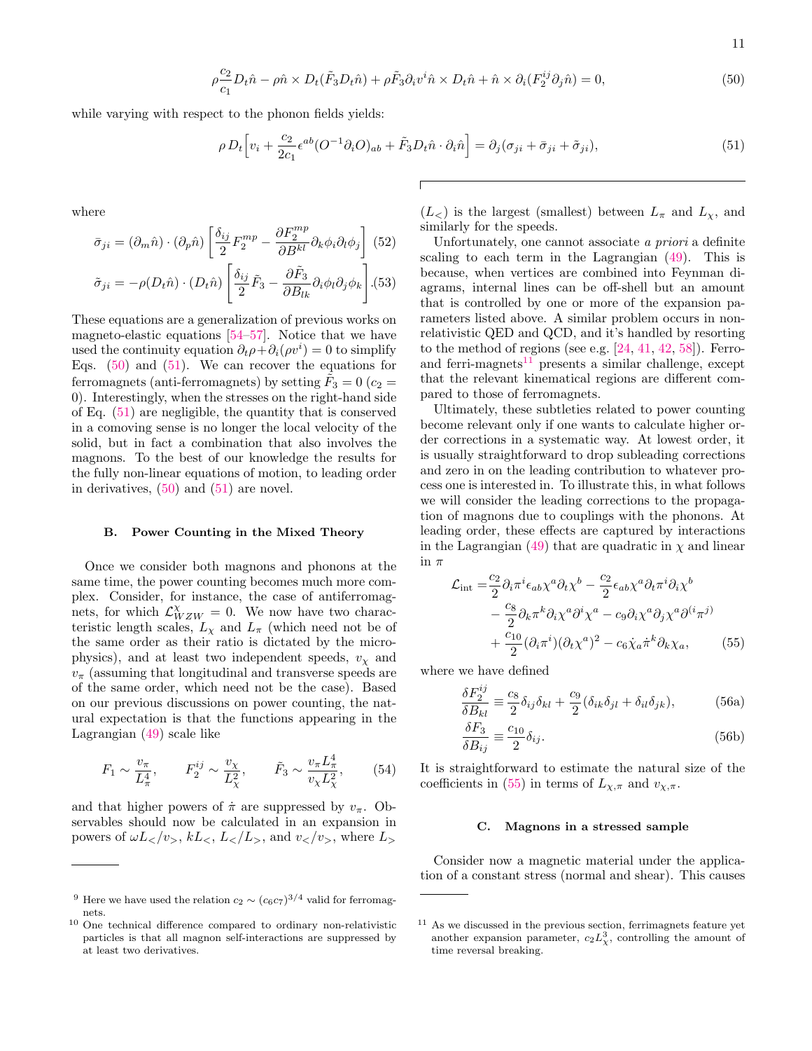$$\rho\frac{c_2}{c_1}D_t\hat{n} - \rho\hat{n}\times D_t(\tilde{F}_3 D_t\hat{n}) + \rho\tilde{F}_3\partial_i v^i\hat{n}\times D_t\hat{n} + \hat{n}\times\partial_i(F_2^{ij}\partial_j\hat{n}) = 0, \tag{50}$$

while varying with respect to the phonon fields yields:

$$\rho\, D_t\Big[v_i + \frac{c_2}{2c_1}\epsilon^{ab}(O^{-1}\partial_i O)_{ab} + \tilde{F}_3 D_t\hat{n}\cdot\partial_i\hat{n}\Big] = \partial_j(\sigma_{ji} + \bar{\sigma}_{ji} + \tilde{\sigma}_{ji}), \tag{51}$$

where

$$\bar{\sigma}_{ji} = (\partial_m\hat{n})\cdot(\partial_p\hat{n})\left[\frac{\delta_{ij}}{2}F_2^{mp} - \frac{\partial F_2^{mp}}{\partial B^{kl}}\partial_k\phi_i\partial_l\phi_j\right] \tag{52}$$

$$\tilde{\sigma}_{ji} = -\rho(D_t\hat{n})\cdot(D_t\hat{n})\left[\frac{\delta_{ij}}{2}\tilde{F}_3 - \frac{\partial\tilde{F}_3}{\partial B_{lk}}\partial_i\phi_l\partial_j\phi_k\right]. \tag{53}$$

These equations are a generalization of previous works on magneto-elastic equations [54–57]. Notice that we have used the continuity equation $\partial_t\rho + \partial_i(\rho v^i) = 0$ to simplify Eqs. (50) and (51). We can recover the equations for ferromagnets (anti-ferromagnets) by setting $\tilde{F}_3 = 0$ ($c_2 = 0$). Interestingly, when the stresses on the right-hand side of Eq. (51) are negligible, the quantity that is conserved in a comoving sense is no longer the local velocity of the solid, but in fact a combination that also involves the magnons. To the best of our knowledge the results for the fully non-linear equations of motion, to leading order in derivatives, (50) and (51) are novel.

### B. Power Counting in the Mixed Theory

Once we consider both magnons and phonons at the same time, the power counting becomes much more complex. Consider, for instance, the case of antiferromagnets, for which $\mathcal{L}^{\chi}_{WZW} = 0$. We now have two characteristic length scales, $L_\chi$ and $L_\pi$ (which need not be of the same order as their ratio is dictated by the microphysics), and at least two independent speeds, $v_\chi$ and $v_\pi$ (assuming that longitudinal and transverse speeds are of the same order, which need not be the case). Based on our previous discussions on power counting, the natural expectation is that the functions appearing in the Lagrangian (49) scale like

$$F_1 \sim \frac{v_\pi}{L_\pi^4}, \qquad F_2^{ij} \sim \frac{v_\chi}{L_\chi^2}, \qquad \tilde{F}_3 \sim \frac{v_\pi L_\pi^4}{v_\chi L_\chi^2}, \tag{54}$$

and that higher powers of $\dot{\pi}$ are suppressed by $v_\pi$. Observables should now be calculated in an expansion in powers of $\omega L_</v_>$, $kL_<$, $L_</L_>$, and $v_</v_>$, where $L_>$ ($L_<$) is the largest (smallest) between $L_\pi$ and $L_\chi$, and similarly for the speeds.

Unfortunately, one cannot associate *a priori* a definite scaling to each term in the Lagrangian (49). This is because, when vertices are combined into Feynman diagrams, internal lines can be off-shell but an amount that is controlled by one or more of the expansion parameters listed above. A similar problem occurs in non-relativistic QED and QCD, and it's handled by resorting to the method of regions (see e.g. [24, 41, 42, 58]). Ferro- and ferri-magnets[11] presents a similar challenge, except that the relevant kinematical regions are different compared to those of ferromagnets.

Ultimately, these subtleties related to power counting become relevant only if one wants to calculate higher order corrections in a systematic way. At lowest order, it is usually straightforward to drop subleading corrections and zero in on the leading contribution to whatever process one is interested in. To illustrate this, in what follows we will consider the leading corrections to the propagation of magnons due to couplings with the phonons. At leading order, these effects are captured by interactions in the Lagrangian (49) that are quadratic in $\chi$ and linear in $\pi$

$$\begin{aligned}\mathcal{L}_{\rm int} =& \frac{c_2}{2}\partial_i\pi^i\epsilon_{ab}\chi^a\partial_t\chi^b - \frac{c_2}{2}\epsilon_{ab}\chi^a\partial_t\pi^i\partial_i\chi^b \\ &- \frac{c_8}{2}\partial_k\pi^k\partial_i\chi^a\partial^i\chi^a - c_9\partial_i\chi^a\partial_j\chi^a\partial^{(i}\pi^{j)} \\ &+ \frac{c_{10}}{2}(\partial_i\pi^i)(\partial_t\chi^a)^2 - c_6\dot{\chi}_a\dot{\pi}^k\partial_k\chi_a,\end{aligned} \tag{55}$$

where we have defined

$$\frac{\delta F_2^{ij}}{\delta B_{kl}} \equiv \frac{c_8}{2}\delta_{ij}\delta_{kl} + \frac{c_9}{2}(\delta_{ik}\delta_{jl} + \delta_{il}\delta_{jk}), \tag{56a}$$

$$\frac{\delta F_3}{\delta B_{ij}} \equiv \frac{c_{10}}{2}\delta_{ij}. \tag{56b}$$

It is straightforward to estimate the natural size of the coefficients in (55) in terms of $L_{\chi,\pi}$ and $v_{\chi,\pi}$.

### C. Magnons in a stressed sample

Consider now a magnetic material under the application of a constant stress (normal and shear). This causes

---

[9] Here we have used the relation $c_2 \sim (c_6 c_7)^{3/4}$ valid for ferromagnets.

[10] One technical difference compared to ordinary non-relativistic particles is that all magnon self-interactions are suppressed by at least two derivatives.

[11] As we discussed in the previous section, ferrimagnets feature yet another expansion parameter, $c_2 L_\chi^3$, controlling the amount of time reversal breaking.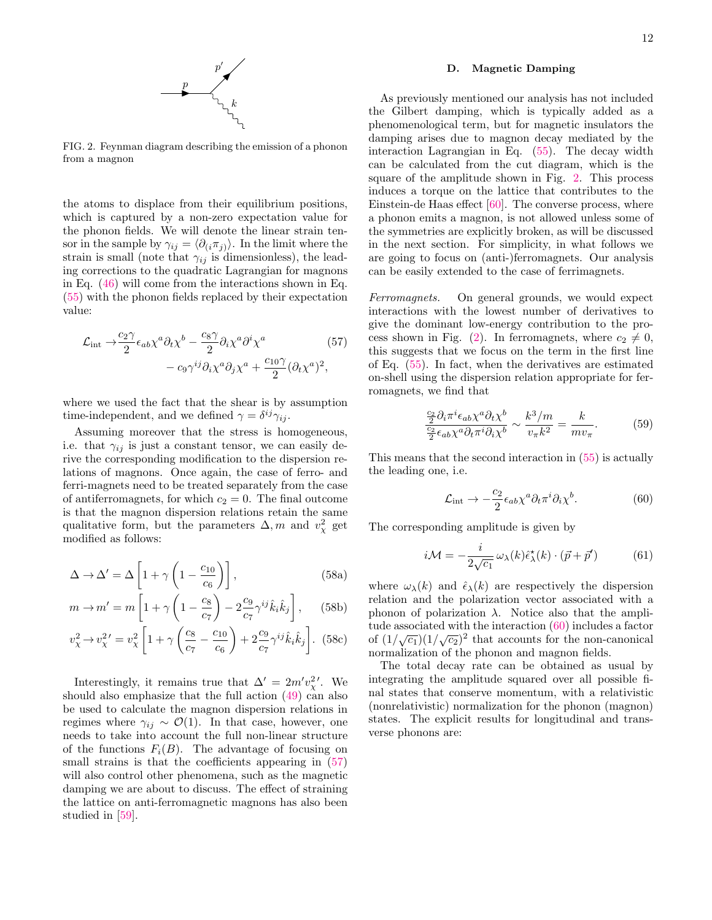FIG. 2. Feynman diagram describing the emission of a phonon from a magnon

the atoms to displace from their equilibrium positions, which is captured by a non-zero expectation value for the phonon fields. We will denote the linear strain tensor in the sample by $\gamma_{ij} = \langle \partial_{(i}\pi_{j)} \rangle$. In the limit where the strain is small (note that $\gamma_{ij}$ is dimensionless), the leading corrections to the quadratic Lagrangian for magnons in Eq. (46) will come from the interactions shown in Eq. (55) with the phonon fields replaced by their expectation value:

$$
\begin{aligned}
\mathcal{L}_{\rm int} \to & \frac{c_2 \gamma}{2} \epsilon_{ab} \chi^a \partial_t \chi^b - \frac{c_8 \gamma}{2} \partial_i \chi^a \partial^i \chi^a \\
& - c_9 \gamma^{ij} \partial_i \chi^a \partial_j \chi^a + \frac{c_{10}\gamma}{2} (\partial_t \chi^a)^2,
\end{aligned} \tag{57}
$$

where we used the fact that the shear is by assumption time-independent, and we defined $\gamma = \delta^{ij}\gamma_{ij}$.

Assuming moreover that the stress is homogeneous, i.e. that $\gamma_{ij}$ is just a constant tensor, we can easily derive the corresponding modification to the dispersion relations of magnons. Once again, the case of ferro- and ferri-magnets need to be treated separately from the case of antiferromagnets, for which $c_2 = 0$. The final outcome is that the magnon dispersion relations retain the same qualitative form, but the parameters $\Delta, m$ and $v_\chi^2$ get modified as follows:

$$
\Delta \to \Delta' = \Delta \left[ 1 + \gamma \left( 1 - \frac{c_{10}}{c_6} \right) \right], \tag{58a}
$$

$$
m \to m' = m \left[ 1 + \gamma \left( 1 - \frac{c_8}{c_7} \right) - 2 \frac{c_9}{c_7} \gamma^{ij} \hat{k}_i \hat{k}_j \right], \tag{58b}
$$

$$
v_\chi^2 \to {v_\chi^2}' = v_\chi^2 \left[ 1 + \gamma \left( \frac{c_8}{c_7} - \frac{c_{10}}{c_6} \right) + 2 \frac{c_9}{c_7} \gamma^{ij} \hat{k}_i \hat{k}_j \right]. \tag{58c}
$$

Interestingly, it remains true that $\Delta' = 2m' {v_\chi^2}'$. We should also emphasize that the full action (49) can also be used to calculate the magnon dispersion relations in regimes where $\gamma_{ij} \sim \mathcal{O}(1)$. In that case, however, one needs to take into account the full non-linear structure of the functions $F_i(B)$. The advantage of focusing on small strains is that the coefficients appearing in (57) will also control other phenomena, such as the magnetic damping we are about to discuss. The effect of straining the lattice on anti-ferromagnetic magnons has also been studied in [59].

### D. Magnetic Damping

As previously mentioned our analysis has not included the Gilbert damping, which is typically added as a phenomenological term, but for magnetic insulators the damping arises due to magnon decay mediated by the interaction Lagrangian in Eq. (55). The decay width can be calculated from the cut diagram, which is the square of the amplitude shown in Fig. 2. This process induces a torque on the lattice that contributes to the Einstein-de Haas effect [60]. The converse process, where a phonon emits a magnon, is not allowed unless some of the symmetries are explicitly broken, as will be discussed in the next section. For simplicity, in what follows we are going to focus on (anti-)ferromagnets. Our analysis can be easily extended to the case of ferrimagnets.

*Ferromagnets.* On general grounds, we would expect interactions with the lowest number of derivatives to give the dominant low-energy contribution to the process shown in Fig. (2). In ferromagnets, where $c_2 \neq 0$, this suggests that we focus on the term in the first line of Eq. (55). In fact, when the derivatives are estimated on-shell using the dispersion relation appropriate for ferromagnets, we find that

$$
\frac{\frac{c_2}{2} \partial_i \pi^i \epsilon_{ab} \chi^a \partial_t \chi^b}{\frac{c_2}{2} \epsilon_{ab} \chi^a \partial_t \pi^i \partial_i \chi^b} \sim \frac{k^3/m}{v_\pi k^2} = \frac{k}{m v_\pi}. \tag{59}
$$

This means that the second interaction in (55) is actually the leading one, i.e.

$$
\mathcal{L}_{\rm int} \to -\frac{c_2}{2} \epsilon_{ab} \chi^a \partial_t \pi^i \partial_i \chi^b. \tag{60}
$$

The corresponding amplitude is given by

$$
i\mathcal{M} = -\frac{i}{2\sqrt{c_1}} \, \omega_\lambda(k) \hat{\epsilon}^\star_\lambda(k) \cdot (\vec{p} + \vec{p}\,') \tag{61}
$$

where $\omega_\lambda(k)$ and $\hat{\epsilon}_\lambda(k)$ are respectively the dispersion relation and the polarization vector associated with a phonon of polarization $\lambda$. Notice also that the amplitude associated with the interaction (60) includes a factor of $(1/\sqrt{c_1})(1/\sqrt{c_2})^2$ that accounts for the non-canonical normalization of the phonon and magnon fields.

The total decay rate can be obtained as usual by integrating the amplitude squared over all possible final states that conserve momentum, with a relativistic (nonrelativistic) normalization for the phonon (magnon) states. The explicit results for longitudinal and transverse phonons are: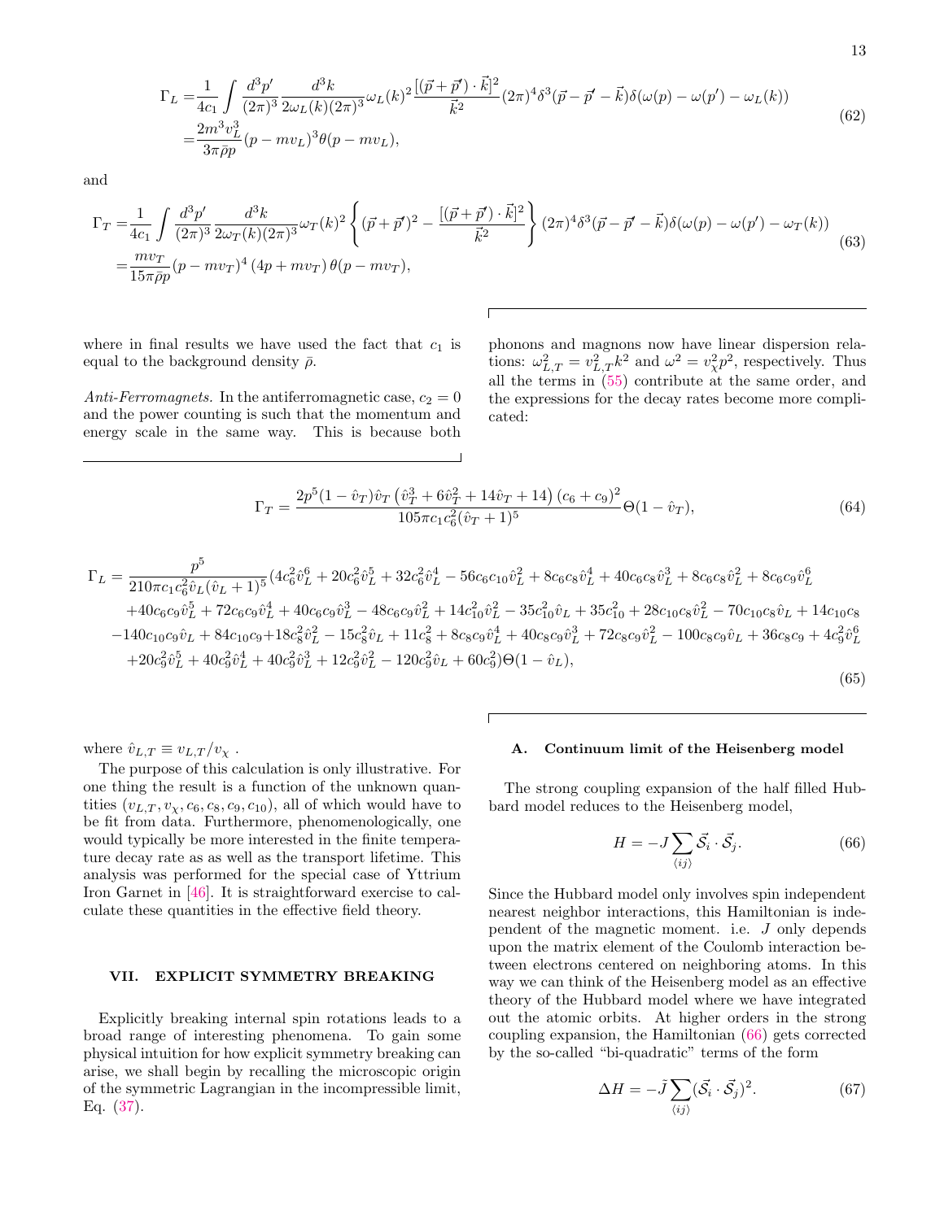$$
\begin{aligned}
\Gamma_L =& \frac{1}{4c_1}\int \frac{d^3p'}{(2\pi)^3}\frac{d^3k}{2\omega_L(k)(2\pi)^3}\omega_L(k)^2\frac{[(\vec{p}+\vec{p}')\cdot\vec{k}]^2}{\vec{k}^2}(2\pi)^4\delta^3(\vec{p}-\vec{p}'-\vec{k})\delta(\omega(p)-\omega(p')-\omega_L(k)) \\
=& \frac{2m^3v_L^3}{3\pi\bar{\rho}p}(p-mv_L)^3\theta(p-mv_L),
\end{aligned}
\tag{62}
$$

and

$$
\begin{aligned}
\Gamma_T =& \frac{1}{4c_1}\int \frac{d^3p'}{(2\pi)^3}\frac{d^3k}{2\omega_T(k)(2\pi)^3}\omega_T(k)^2\left\{(\vec{p}+\vec{p}')^2 - \frac{[(\vec{p}+\vec{p}')\cdot\vec{k}]^2}{\vec{k}^2}\right\}(2\pi)^4\delta^3(\vec{p}-\vec{p}'-\vec{k})\delta(\omega(p)-\omega(p')-\omega_T(k)) \\
=& \frac{mv_T}{15\pi\bar{\rho}p}(p-mv_T)^4\left(4p+mv_T\right)\theta(p-mv_T),
\end{aligned}
\tag{63}
$$

where in final results we have used the fact that $c_1$ is equal to the background density $\bar{\rho}$.

*Anti-Ferromagnets.* In the antiferromagnetic case, $c_2 = 0$ and the power counting is such that the momentum and energy scale in the same way. This is because both phonons and magnons now have linear dispersion relations: $\omega_{L,T}^2 = v_{L,T}^2 k^2$ and $\omega^2 = v_\chi^2 p^2$, respectively. Thus all the terms in (55) contribute at the same order, and the expressions for the decay rates become more complicated:

$$
\Gamma_T = \frac{2p^5(1-\hat{v}_T)\hat{v}_T\left(\hat{v}_T^3+6\hat{v}_T^2+14\hat{v}_T+14\right)(c_6+c_9)^2}{105\pi c_1 c_6^2(\hat{v}_T+1)^5}\Theta(1-\hat{v}_T),
\tag{64}
$$

$$
\begin{aligned}
\Gamma_L = \frac{p^5}{210\pi c_1 c_6^2\hat{v}_L(\hat{v}_L+1)^5}&(4c_6^2\hat{v}_L^6+20c_6^2\hat{v}_L^5+32c_6^2\hat{v}_L^4-56c_6c_{10}\hat{v}_L^2+8c_6c_8\hat{v}_L^4+40c_6c_8\hat{v}_L^3+8c_6c_8\hat{v}_L^2+8c_6c_9\hat{v}_L^6 \\
&+40c_6c_9\hat{v}_L^5+72c_6c_9\hat{v}_L^4+40c_6c_9\hat{v}_L^3-48c_6c_9\hat{v}_L^2+14c_{10}^2\hat{v}_L^2-35c_{10}^2\hat{v}_L+35c_{10}^2+28c_{10}c_8\hat{v}_L^2-70c_{10}c_8\hat{v}_L+14c_{10}c_8 \\
&-140c_{10}c_9\hat{v}_L+84c_{10}c_9+18c_8^2\hat{v}_L^2-15c_8^2\hat{v}_L+11c_8^2+8c_8c_9\hat{v}_L^4+40c_8c_9\hat{v}_L^3+72c_8c_9\hat{v}_L^2-100c_8c_9\hat{v}_L+36c_8c_9+4c_9^2\hat{v}_L^6 \\
&+20c_9^2\hat{v}_L^5+40c_9^2\hat{v}_L^4+40c_9^2\hat{v}_L^3+12c_9^2\hat{v}_L^2-120c_9^2\hat{v}_L+60c_9^2)\Theta(1-\hat{v}_L),
\end{aligned}
\tag{65}
$$

where $\hat{v}_{L,T} \equiv v_{L,T}/v_\chi$ .

The purpose of this calculation is only illustrative. For one thing the result is a function of the unknown quantities $(v_{L,T}, v_\chi, c_6, c_8, c_9, c_{10})$, all of which would have to be fit from data. Furthermore, phenomenologically, one would typically be more interested in the finite temperature decay rate as as well as the transport lifetime. This analysis was performed for the special case of Yttrium Iron Garnet in [46]. It is straightforward exercise to calculate these quantities in the effective field theory.

## VII. EXPLICIT SYMMETRY BREAKING

Explicitly breaking internal spin rotations leads to a broad range of interesting phenomena. To gain some physical intuition for how explicit symmetry breaking can arise, we shall begin by recalling the microscopic origin of the symmetric Lagrangian in the incompressible limit, Eq. (37).

### A. Continuum limit of the Heisenberg model

The strong coupling expansion of the half filled Hubbard model reduces to the Heisenberg model,

$$
H = -J\sum_{\langle ij\rangle}\vec{\mathcal{S}}_i\cdot\vec{\mathcal{S}}_j.
\tag{66}
$$

Since the Hubbard model only involves spin independent nearest neighbor interactions, this Hamiltonian is independent of the magnetic moment. i.e. $J$ only depends upon the matrix element of the Coulomb interaction between electrons centered on neighboring atoms. In this way we can think of the Heisenberg model as an effective theory of the Hubbard model where we have integrated out the atomic orbits. At higher orders in the strong coupling expansion, the Hamiltonian (66) gets corrected by the so-called "bi-quadratic" terms of the form

$$
\Delta H = -\tilde{J}\sum_{\langle ij\rangle}(\vec{\mathcal{S}}_i\cdot\vec{\mathcal{S}}_j)^2.
\tag{67}
$$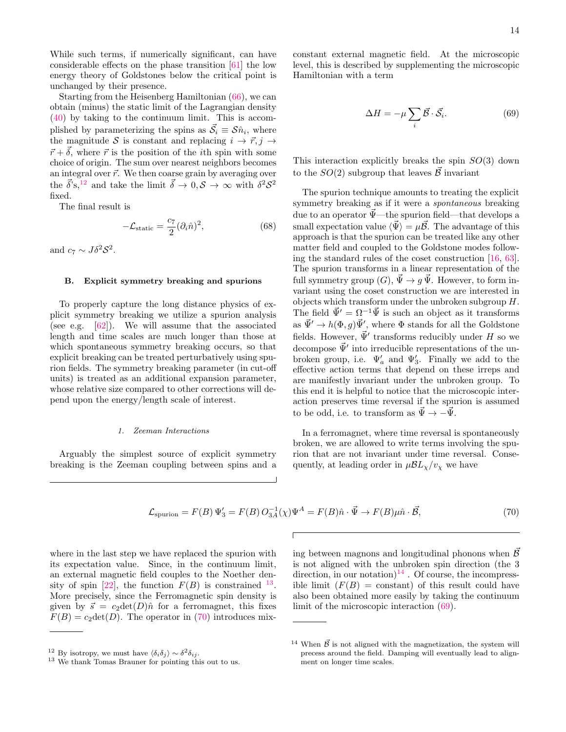While such terms, if numerically significant, can have considerable effects on the phase transition [61] the low energy theory of Goldstones below the critical point is unchanged by their presence.

Starting from the Heisenberg Hamiltonian (66), we can obtain (minus) the static limit of the Lagrangian density (40) by taking to the continuum limit. This is accomplished by parameterizing the spins as $\vec{\mathcal{S}}_i \equiv \mathcal{S}\hat{n}_i$, where the magnitude $\mathcal{S}$ is constant and replacing $i \to \vec{r}, j \to \vec{r} + \vec{\delta}$, where $\vec{r}$ is the position of the $i$th spin with some choice of origin. The sum over nearest neighbors becomes an integral over $\vec{r}$. We then coarse grain by averaging over the $\vec{\delta}$'s,[12] and take the limit $\vec{\delta} \to 0, \mathcal{S} \to \infty$ with $\delta^2\mathcal{S}^2$ fixed.

The final result is

$$-\mathcal{L}_{\text{static}} = \frac{c_7}{2}(\partial_i \hat{n})^2, \tag{68}$$

and $c_7 \sim J\delta^2\mathcal{S}^2$.

### B. Explicit symmetry breaking and spurions

To properly capture the long distance physics of explicit symmetry breaking we utilize a spurion analysis (see e.g. [62]). We will assume that the associated length and time scales are much longer than those at which spontaneous symmetry breaking occurs, so that explicit breaking can be treated perturbatively using spurion fields. The symmetry breaking parameter (in cut-off units) is treated as an additional expansion parameter, whose relative size compared to other corrections will depend upon the energy/length scale of interest.

#### 1. Zeeman Interactions

Arguably the simplest source of explicit symmetry breaking is the Zeeman coupling between spins and a constant external magnetic field. At the microscopic level, this is described by supplementing the microscopic Hamiltonian with a term

$$\Delta H = -\mu \sum_i \vec{\mathcal{B}} \cdot \vec{\mathcal{S}}_i. \tag{69}$$

This interaction explicitly breaks the spin $SO(3)$ down to the $SO(2)$ subgroup that leaves $\vec{\mathcal{B}}$ invariant

The spurion technique amounts to treating the explicit symmetry breaking as if it were a *spontaneous* breaking due to an operator $\vec{\Psi}$—the spurion field—that develops a small expectation value $\langle\vec{\Psi}\rangle = \mu\vec{\mathcal{B}}$. The advantage of this approach is that the spurion can be treated like any other matter field and coupled to the Goldstone modes following the standard rules of the coset construction [16, 63]. The spurion transforms in a linear representation of the full symmetry group ($G$), $\vec{\Psi} \to g\,\vec{\Psi}$. However, to form invariant using the coset construction we are interested in objects which transform under the unbroken subgroup $H$. The field $\vec{\Psi}' = \Omega^{-1}\vec{\Psi}$ is such an object as it transforms as $\vec{\Psi}' \to h(\Phi, g)\vec{\Psi}'$, where $\Phi$ stands for all the Goldstone fields. However, $\vec{\Psi}'$ transforms reducibly under $H$ so we decompose $\vec{\Psi}'$ into irreducible representations of the unbroken group, i.e. $\Psi'_a$ and $\Psi'_3$. Finally we add to the effective action terms that depend on these irreps and are manifestly invariant under the unbroken group. To this end it is helpful to notice that the microscopic interaction preserves time reversal if the spurion is assumed to be odd, i.e. to transform as $\vec{\Psi} \to -\vec{\Psi}$.

In a ferromagnet, where time reversal is spontaneously broken, we are allowed to write terms involving the spurion that are not invariant under time reversal. Consequently, at leading order in $\mu\mathcal{B}L_\chi/v_\chi$ we have

$$\mathcal{L}_{\text{spurion}} = F(B)\,\Psi'_3 = F(B)\,O^{-1}_{3A}(\chi)\Psi^A = F(B)\hat{n}\cdot\vec{\Psi} \to F(B)\mu\hat{n}\cdot\vec{\mathcal{B}}, \tag{70}$$

where in the last step we have replaced the spurion with its expectation value. Since, in the continuum limit, an external magnetic field couples to the Noether density of spin [22], the function $F(B)$ is constrained [13]. More precisely, since the Ferromagnetic spin density is given by $\vec{s} = c_2\det(D)\hat{n}$ for a ferromagnet, this fixes $F(B) = c_2\det(D)$. The operator in (70) introduces mixing between magnons and longitudinal phonons when $\vec{\mathcal{B}}$ is not aligned with the unbroken spin direction (the 3 direction, in our notation)[14] . Of course, the incompressible limit ($F(B) =$ constant) of this result could have also been obtained more easily by taking the continuum limit of the microscopic interaction (69).

---

[12] By isotropy, we must have $\langle\delta_i\delta_j\rangle \sim \delta^2\delta_{ij}$.

[13] We thank Tomas Brauner for pointing this out to us.

[14] When $\vec{\mathcal{B}}$ is not aligned with the magnetization, the system will precess around the field. Damping will eventually lead to alignment on longer time scales.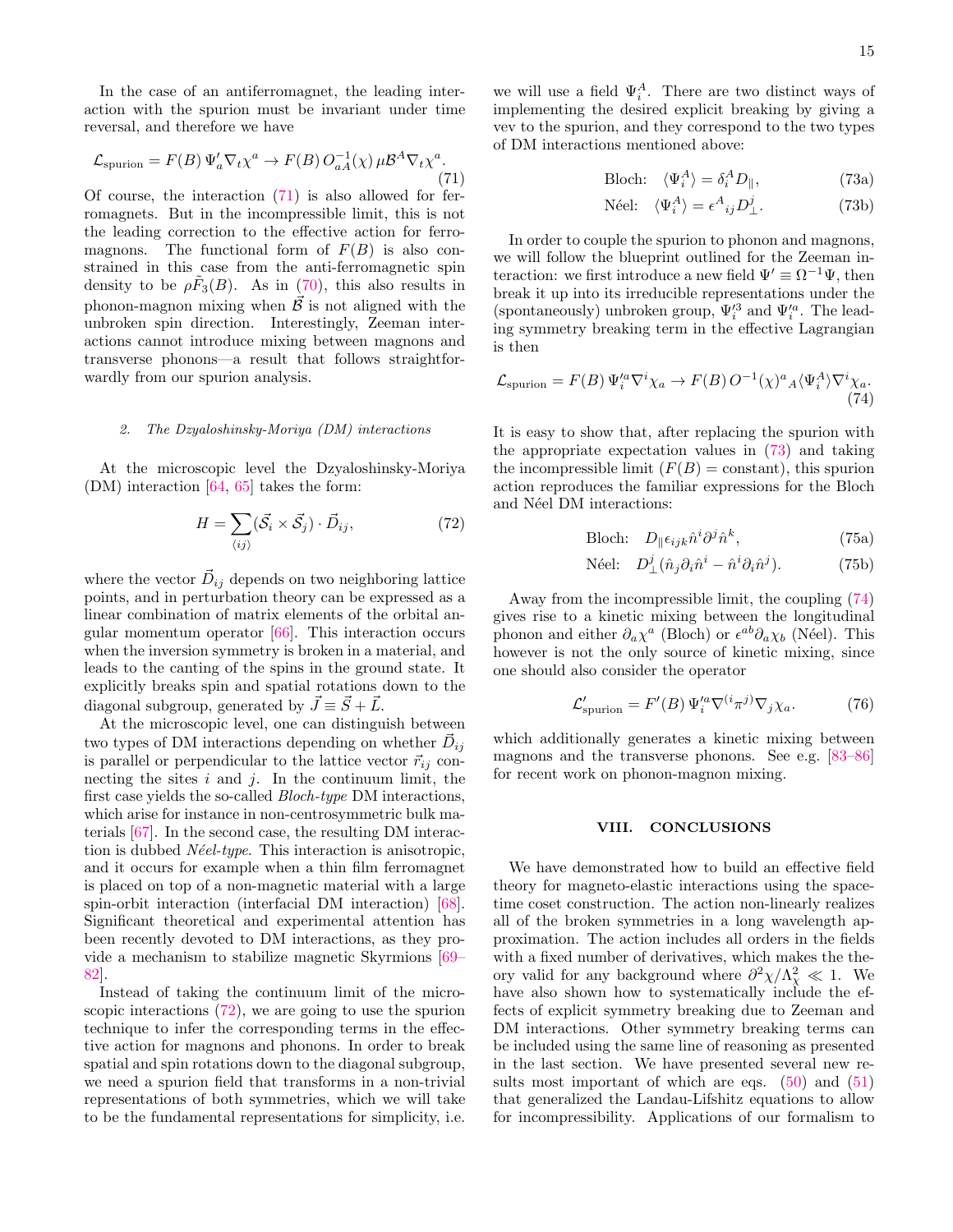In the case of an antiferromagnet, the leading interaction with the spurion must be invariant under time reversal, and therefore we have

$$\mathcal{L}_{\rm spurion} = F(B)\,\Psi'_a \nabla_t \chi^a \to F(B)\,O^{-1}_{aA}(\chi)\,\mu \mathcal{B}^A \nabla_t \chi^a. \tag{71}$$

Of course, the interaction (71) is also allowed for ferromagnets. But in the incompressible limit, this is not the leading correction to the effective action for ferromagnons. The functional form of $F(B)$ is also constrained in this case from the anti-ferromagnetic spin density to be $\rho \tilde{F}_3(B)$. As in (70), this also results in phonon-magnon mixing when $\vec{\mathcal{B}}$ is not aligned with the unbroken spin direction. Interestingly, Zeeman interactions cannot introduce mixing between magnons and transverse phonons—a result that follows straightforwardly from our spurion analysis.

#### 2. The Dzyaloshinsky-Moriya (DM) interactions

At the microscopic level the Dzyaloshinsky-Moriya (DM) interaction [64, 65] takes the form:

$$H = \sum_{\langle ij \rangle} (\vec{\mathcal{S}}_i \times \vec{\mathcal{S}}_j) \cdot \vec{D}_{ij}, \tag{72}$$

where the vector $\vec{D}_{ij}$ depends on two neighboring lattice points, and in perturbation theory can be expressed as a linear combination of matrix elements of the orbital angular momentum operator [66]. This interaction occurs when the inversion symmetry is broken in a material, and leads to the canting of the spins in the ground state. It explicitly breaks spin and spatial rotations down to the diagonal subgroup, generated by $\vec{J} \equiv \vec{S} + \vec{L}$.

At the microscopic level, one can distinguish between two types of DM interactions depending on whether $\vec{D}_{ij}$ is parallel or perpendicular to the lattice vector $\vec{r}_{ij}$ connecting the sites $i$ and $j$. In the continuum limit, the first case yields the so-called *Bloch-type* DM interactions, which arise for instance in non-centrosymmetric bulk materials [67]. In the second case, the resulting DM interaction is dubbed *Néel-type*. This interaction is anisotropic, and it occurs for example when a thin film ferromagnet is placed on top of a non-magnetic material with a large spin-orbit interaction (interfacial DM interaction) [68]. Significant theoretical and experimental attention has been recently devoted to DM interactions, as they provide a mechanism to stabilize magnetic Skyrmions [69–82].

Instead of taking the continuum limit of the microscopic interactions (72), we are going to use the spurion technique to infer the corresponding terms in the effective action for magnons and phonons. In order to break spatial and spin rotations down to the diagonal subgroup, we need a spurion field that transforms in a non-trivial representations of both symmetries, which we will take to be the fundamental representations for simplicity, i.e. we will use a field $\Psi_i^A$. There are two distinct ways of implementing the desired explicit breaking by giving a vev to the spurion, and they correspond to the two types of DM interactions mentioned above:

$$\text{Bloch:} \quad \langle \Psi_i^A \rangle = \delta_i^A D_\parallel, \tag{73a}$$

$$\text{Néel:} \quad \langle \Psi_i^A \rangle = \epsilon^A{}_{ij} D_\perp^j. \tag{73b}$$

In order to couple the spurion to phonon and magnons, we will follow the blueprint outlined for the Zeeman interaction: we first introduce a new field $\Psi' \equiv \Omega^{-1}\Psi$, then break it up into its irreducible representations under the (spontaneously) unbroken group, $\Psi_i'^3$ and $\Psi_i'^a$. The leading symmetry breaking term in the effective Lagrangian is then

$$\mathcal{L}_{\rm spurion} = F(B)\,\Psi_i'^a \nabla^i \chi_a \to F(B)\,O^{-1}(\chi)^a{}_A \langle \Psi_i^A \rangle \nabla^i \chi_a. \tag{74}$$

It is easy to show that, after replacing the spurion with the appropriate expectation values in (73) and taking the incompressible limit ($F(B) = $ constant), this spurion action reproduces the familiar expressions for the Bloch and Néel DM interactions:

$$\text{Bloch:} \quad D_\parallel \epsilon_{ijk} \hat{n}^i \partial^j \hat{n}^k, \tag{75a}$$

$$\text{Néel:} \quad D_\perp^j (\hat{n}_j \partial_i \hat{n}^i - \hat{n}^i \partial_i \hat{n}^j). \tag{75b}$$

Away from the incompressible limit, the coupling (74) gives rise to a kinetic mixing between the longitudinal phonon and either $\partial_a \chi^a$ (Bloch) or $\epsilon^{ab}\partial_a \chi_b$ (Néel). This however is not the only source of kinetic mixing, since one should also consider the operator

$$\mathcal{L}'_{\rm spurion} = F'(B)\,\Psi_i'^a \nabla^{(i} \pi^{j)} \nabla_j \chi_a. \tag{76}$$

which additionally generates a kinetic mixing between magnons and the transverse phonons. See e.g. [83–86] for recent work on phonon-magnon mixing.

## VIII. CONCLUSIONS

We have demonstrated how to build an effective field theory for magneto-elastic interactions using the spacetime coset construction. The action non-linearly realizes all of the broken symmetries in a long wavelength approximation. The action includes all orders in the fields with a fixed number of derivatives, which makes the theory valid for any background where $\partial^2\chi/\Lambda_\chi^2 \ll 1$. We have also shown how to systematically include the effects of explicit symmetry breaking due to Zeeman and DM interactions. Other symmetry breaking terms can be included using the same line of reasoning as presented in the last section. We have presented several new results most important of which are eqs. (50) and (51) that generalized the Landau-Lifshitz equations to allow for incompressibility. Applications of our formalism to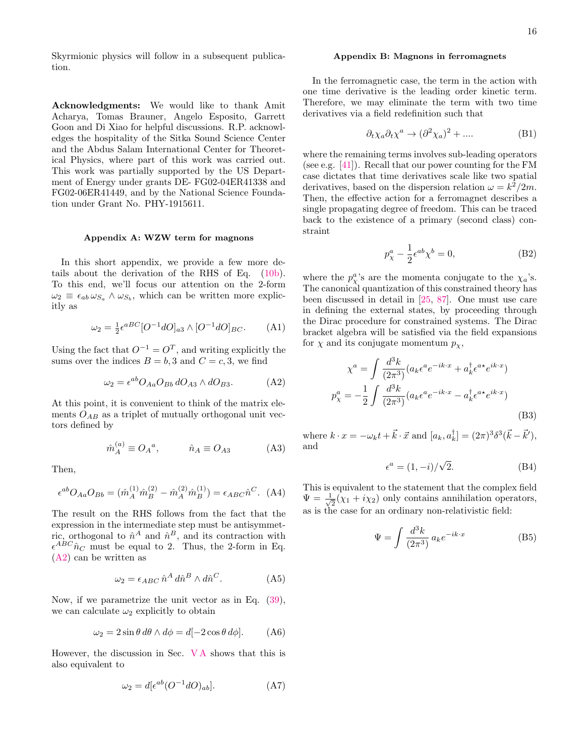Skyrmionic physics will follow in a subsequent publication.

**Acknowledgments:** We would like to thank Amit Acharya, Tomas Brauner, Angelo Esposito, Garrett Goon and Di Xiao for helpful discussions. R.P. acknowledges the hospitality of the Sitka Sound Science Center and the Abdus Salam International Center for Theoretical Physics, where part of this work was carried out. This work was partially supported by the US Department of Energy under grants DE- FG02-04ER41338 and FG02-06ER41449, and by the National Science Foundation under Grant No. PHY-1915611.

### Appendix A: WZW term for magnons

In this short appendix, we provide a few more details about the derivation of the RHS of Eq. (10b). To this end, we'll focus our attention on the 2-form $\omega_2 \equiv \epsilon_{ab}\,\omega_{S_a} \wedge \omega_{S_b}$, which can be written more explicitly as

$$\omega_2 = \tfrac{1}{2}\epsilon^{aBC}[O^{-1}dO]_{a3} \wedge [O^{-1}dO]_{BC}. \tag{A1}$$

Using the fact that $O^{-1} = O^T$, and writing explicitly the sums over the indices $B = b, 3$ and $C = c, 3$, we find

$$\omega_2 = \epsilon^{ab} O_{Aa} O_{Bb}\, dO_{A3} \wedge dO_{B3}. \tag{A2}$$

At this point, it is convenient to think of the matrix elements $O_{AB}$ as a triplet of mutually orthogonal unit vectors defined by

$$\hat{m}^{(a)}_A \equiv O_A{}^a, \qquad\qquad \hat{n}_A \equiv O_{A3} \tag{A3}$$

Then,

$$\epsilon^{ab} O_{Aa} O_{Bb} = (\hat{m}^{(1)}_A \hat{m}^{(2)}_B - \hat{m}^{(2)}_A \hat{m}^{(1)}_B) = \epsilon_{ABC}\hat{n}^C. \tag{A4}$$

The result on the RHS follows from the fact that the expression in the intermediate step must be antisymmetric, orthogonal to $\hat{n}^A$ and $\hat{n}^B$, and its contraction with $\epsilon^{ABC}\hat{n}_C$ must be equal to 2. Thus, the 2-form in Eq. (A2) can be written as

$$\omega_2 = \epsilon_{ABC}\, \hat{n}^A\, d\hat{n}^B \wedge d\hat{n}^C. \tag{A5}$$

Now, if we parametrize the unit vector as in Eq. (39), we can calculate $\omega_2$ explicitly to obtain

$$\omega_2 = 2\sin\theta\, d\theta \wedge d\phi = d[-2\cos\theta\, d\phi]. \tag{A6}$$

However, the discussion in Sec. V A shows that this is also equivalent to

$$\omega_2 = d[\epsilon^{ab}(O^{-1}dO)_{ab}]. \tag{A7}$$

### Appendix B: Magnons in ferromagnets

In the ferromagnetic case, the term in the action with one time derivative is the leading order kinetic term. Therefore, we may eliminate the term with two time derivatives via a field redefinition such that

$$\partial_t\chi_a\partial_t\chi^a \to (\partial^2\chi_a)^2 + .... \tag{B1}$$

where the remaining terms involves sub-leading operators (see e.g. [41]). Recall that our power counting for the FM case dictates that time derivatives scale like two spatial derivatives, based on the dispersion relation $\omega = k^2/2m$. Then, the effective action for a ferromagnet describes a single propagating degree of freedom. This can be traced back to the existence of a primary (second class) constraint

$$p^a_\chi - \frac{1}{2}\epsilon^{ab}\chi^b = 0, \tag{B2}$$

where the $p^a_\chi$'s are the momenta conjugate to the $\chi_a$'s. The canonical quantization of this constrained theory has been discussed in detail in [25, 87]. One must use care in defining the external states, by proceeding through the Dirac procedure for constrained systems. The Dirac bracket algebra will be satisfied via the field expansions for $\chi$ and its conjugate momentum $p_\chi$,

$$\begin{aligned}
\chi^a &= \int \frac{d^3k}{(2\pi^3)}(a_k\epsilon^a e^{-ik\cdot x} + a^\dagger_k \epsilon^{a\star} e^{ik\cdot x}) \\
p^a_\chi &= -\frac{1}{2}\int \frac{d^3k}{(2\pi^3)}(a_k\epsilon^a e^{-ik\cdot x} - a^\dagger_k \epsilon^{a\star} e^{ik\cdot x})
\end{aligned} \tag{B3}$$

where $k\cdot x = -\omega_k t + \vec{k}\cdot\vec{x}$ and $[a_k, a^\dagger_k] = (2\pi)^3\delta^3(\vec{k}-\vec{k}')$, and

$$\epsilon^a = (1, -i)/\sqrt{2}. \tag{B4}$$

This is equivalent to the statement that the complex field $\Psi = \frac{1}{\sqrt{2}}(\chi_1 + i\chi_2)$ only contains annihilation operators, as is the case for an ordinary non-relativistic field:

$$\Psi = \int \frac{d^3k}{(2\pi^3)}\, a_k e^{-ik\cdot x} \tag{B5}$$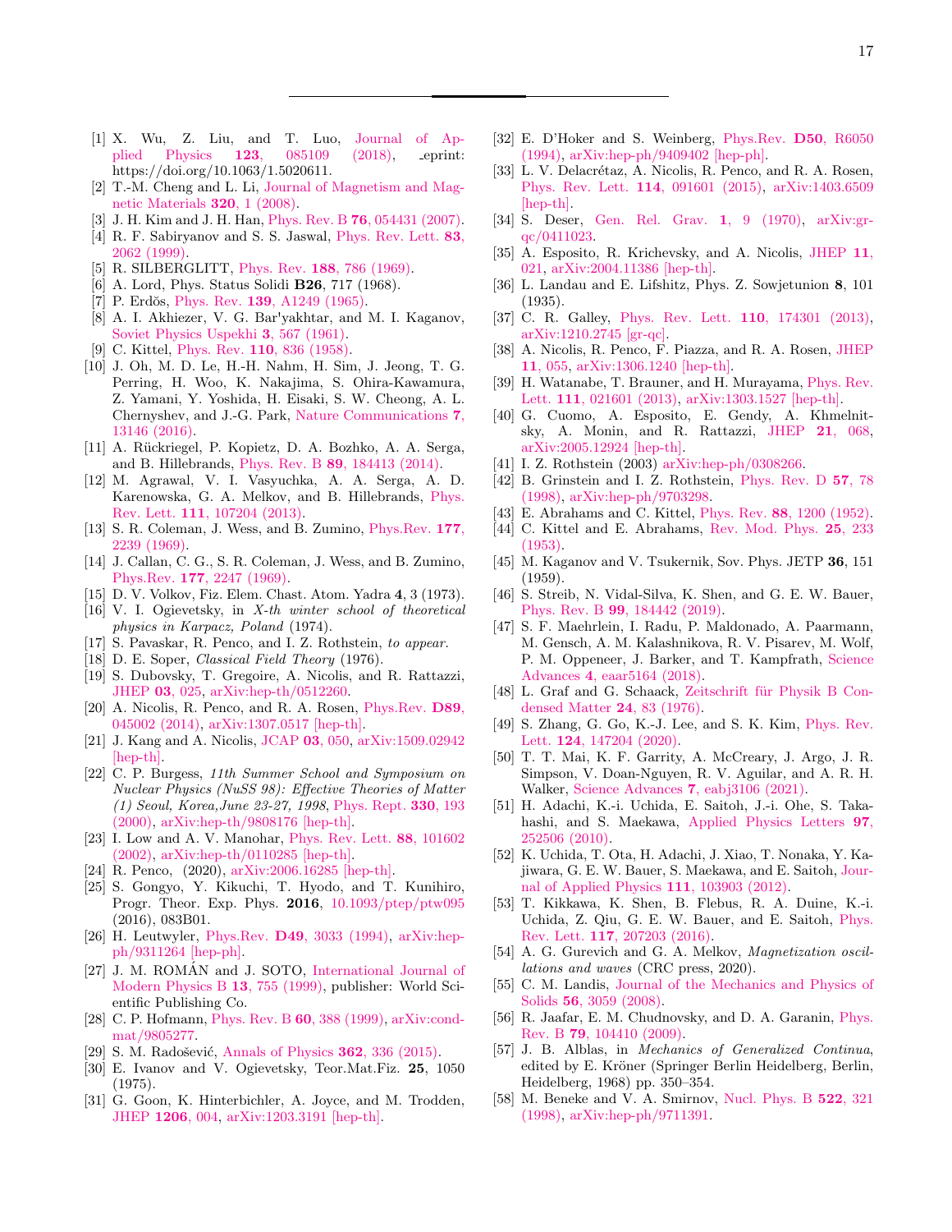[1] X. Wu, Z. Liu, and T. Luo, Journal of Applied Physics **123**, 085109 (2018), _eprint: https://doi.org/10.1063/1.5020611.

[2] T.-M. Cheng and L. Li, Journal of Magnetism and Magnetic Materials **320**, 1 (2008).

[3] J. H. Kim and J. H. Han, Phys. Rev. B **76**, 054431 (2007).

[4] R. F. Sabiryanov and S. S. Jaswal, Phys. Rev. Lett. **83**, 2062 (1999).

[5] R. SILBERGLITT, Phys. Rev. **188**, 786 (1969).

[6] A. Lord, Phys. Status Solidi **B26**, 717 (1968).

[7] P. Erdŏs, Phys. Rev. **139**, A1249 (1965).

[8] A. I. Akhiezer, V. G. Bar'yakhtar, and M. I. Kaganov, Soviet Physics Uspekhi **3**, 567 (1961).

[9] C. Kittel, Phys. Rev. **110**, 836 (1958).

[10] J. Oh, M. D. Le, H.-H. Nahm, H. Sim, J. Jeong, T. G. Perring, H. Woo, K. Nakajima, S. Ohira-Kawamura, Z. Yamani, Y. Yoshida, H. Eisaki, S. W. Cheong, A. L. Chernyshev, and J.-G. Park, Nature Communications **7**, 13146 (2016).

[11] A. Rückriegel, P. Kopietz, D. A. Bozhko, A. A. Serga, and B. Hillebrands, Phys. Rev. B **89**, 184413 (2014).

[12] M. Agrawal, V. I. Vasyuchka, A. A. Serga, A. D. Karenowska, G. A. Melkov, and B. Hillebrands, Phys. Rev. Lett. **111**, 107204 (2013).

[13] S. R. Coleman, J. Wess, and B. Zumino, Phys.Rev. **177**, 2239 (1969).

[14] J. Callan, C. G., S. R. Coleman, J. Wess, and B. Zumino, Phys.Rev. **177**, 2247 (1969).

[15] D. V. Volkov, Fiz. Elem. Chast. Atom. Yadra **4**, 3 (1973).

[16] V. I. Ogievetsky, in *X-th winter school of theoretical physics in Karpacz, Poland* (1974).

[17] S. Pavaskar, R. Penco, and I. Z. Rothstein, *to appear.*

[18] D. E. Soper, *Classical Field Theory* (1976).

[19] S. Dubovsky, T. Gregoire, A. Nicolis, and R. Rattazzi, JHEP **03**, 025, arXiv:hep-th/0512260.

[20] A. Nicolis, R. Penco, and R. A. Rosen, Phys.Rev. **D89**, 045002 (2014), arXiv:1307.0517 [hep-th].

[21] J. Kang and A. Nicolis, JCAP **03**, 050, arXiv:1509.02942 [hep-th].

[22] C. P. Burgess, *11th Summer School and Symposium on Nuclear Physics (NuSS 98): Effective Theories of Matter (1) Seoul, Korea,June 23-27, 1998*, Phys. Rept. **330**, 193 (2000), arXiv:hep-th/9808176 [hep-th].

[23] I. Low and A. V. Manohar, Phys. Rev. Lett. **88**, 101602 (2002), arXiv:hep-th/0110285 [hep-th].

[24] R. Penco, (2020), arXiv:2006.16285 [hep-th].

[25] S. Gongyo, Y. Kikuchi, T. Hyodo, and T. Kunihiro, Progr. Theor. Exp. Phys. **2016**, 10.1093/ptep/ptw095 (2016), 083B01.

[26] H. Leutwyler, Phys.Rev. **D49**, 3033 (1994), arXiv:hep-ph/9311264 [hep-ph].

[27] J. M. ROMÁN and J. SOTO, International Journal of Modern Physics B **13**, 755 (1999), publisher: World Scientific Publishing Co.

[28] C. P. Hofmann, Phys. Rev. B **60**, 388 (1999), arXiv:cond-mat/9805277.

[29] S. M. Radošević, Annals of Physics **362**, 336 (2015).

[30] E. Ivanov and V. Ogievetsky, Teor.Mat.Fiz. **25**, 1050 (1975).

[31] G. Goon, K. Hinterbichler, A. Joyce, and M. Trodden, JHEP **1206**, 004, arXiv:1203.3191 [hep-th].

[32] E. D'Hoker and S. Weinberg, Phys.Rev. **D50**, R6050 (1994), arXiv:hep-ph/9409402 [hep-ph].

[33] L. V. Delacrétaz, A. Nicolis, R. Penco, and R. A. Rosen, Phys. Rev. Lett. **114**, 091601 (2015), arXiv:1403.6509 [hep-th].

[34] S. Deser, Gen. Rel. Grav. **1**, 9 (1970), arXiv:gr-qc/0411023.

[35] A. Esposito, R. Krichevsky, and A. Nicolis, JHEP **11**, 021, arXiv:2004.11386 [hep-th].

[36] L. Landau and E. Lifshitz, Phys. Z. Sowjetunion **8**, 101 (1935).

[37] C. R. Galley, Phys. Rev. Lett. **110**, 174301 (2013), arXiv:1210.2745 [gr-qc].

[38] A. Nicolis, R. Penco, F. Piazza, and R. A. Rosen, JHEP **11**, 055, arXiv:1306.1240 [hep-th].

[39] H. Watanabe, T. Brauner, and H. Murayama, Phys. Rev. Lett. **111**, 021601 (2013), arXiv:1303.1527 [hep-th].

[40] G. Cuomo, A. Esposito, E. Gendy, A. Khmelnitsky, A. Monin, and R. Rattazzi, JHEP **21**, 068, arXiv:2005.12924 [hep-th].

[41] I. Z. Rothstein (2003) arXiv:hep-ph/0308266.

[42] B. Grinstein and I. Z. Rothstein, Phys. Rev. D **57**, 78 (1998), arXiv:hep-ph/9703298.

[43] E. Abrahams and C. Kittel, Phys. Rev. **88**, 1200 (1952).

[44] C. Kittel and E. Abrahams, Rev. Mod. Phys. **25**, 233 (1953).

[45] M. Kaganov and V. Tsukernik, Sov. Phys. JETP **36**, 151 (1959).

[46] S. Streib, N. Vidal-Silva, K. Shen, and G. E. W. Bauer, Phys. Rev. B **99**, 184442 (2019).

[47] S. F. Maehrlein, I. Radu, P. Maldonado, A. Paarmann, M. Gensch, A. M. Kalashnikova, R. V. Pisarev, M. Wolf, P. M. Oppeneer, J. Barker, and T. Kampfrath, Science Advances **4**, eaar5164 (2018).

[48] L. Graf and G. Schaack, Zeitschrift für Physik B Condensed Matter **24**, 83 (1976).

[49] S. Zhang, G. Go, K.-J. Lee, and S. K. Kim, Phys. Rev. Lett. **124**, 147204 (2020).

[50] T. T. Mai, K. F. Garrity, A. McCreary, J. Argo, J. R. Simpson, V. Doan-Nguyen, R. V. Aguilar, and A. R. H. Walker, Science Advances **7**, eabj3106 (2021).

[51] H. Adachi, K.-i. Uchida, E. Saitoh, J.-i. Ohe, S. Takahashi, and S. Maekawa, Applied Physics Letters **97**, 252506 (2010).

[52] K. Uchida, T. Ota, H. Adachi, J. Xiao, T. Nonaka, Y. Kajiwara, G. E. W. Bauer, S. Maekawa, and E. Saitoh, Journal of Applied Physics **111**, 103903 (2012).

[53] T. Kikkawa, K. Shen, B. Flebus, R. A. Duine, K.-i. Uchida, Z. Qiu, G. E. W. Bauer, and E. Saitoh, Phys. Rev. Lett. **117**, 207203 (2016).

[54] A. G. Gurevich and G. A. Melkov, *Magnetization oscillations and waves* (CRC press, 2020).

[55] C. M. Landis, Journal of the Mechanics and Physics of Solids **56**, 3059 (2008).

[56] R. Jaafar, E. M. Chudnovsky, and D. A. Garanin, Phys. Rev. B **79**, 104410 (2009).

[57] J. B. Alblas, in *Mechanics of Generalized Continua*, edited by E. Kröner (Springer Berlin Heidelberg, Berlin, Heidelberg, 1968) pp. 350–354.

[58] M. Beneke and V. A. Smirnov, Nucl. Phys. B **522**, 321 (1998), arXiv:hep-ph/9711391.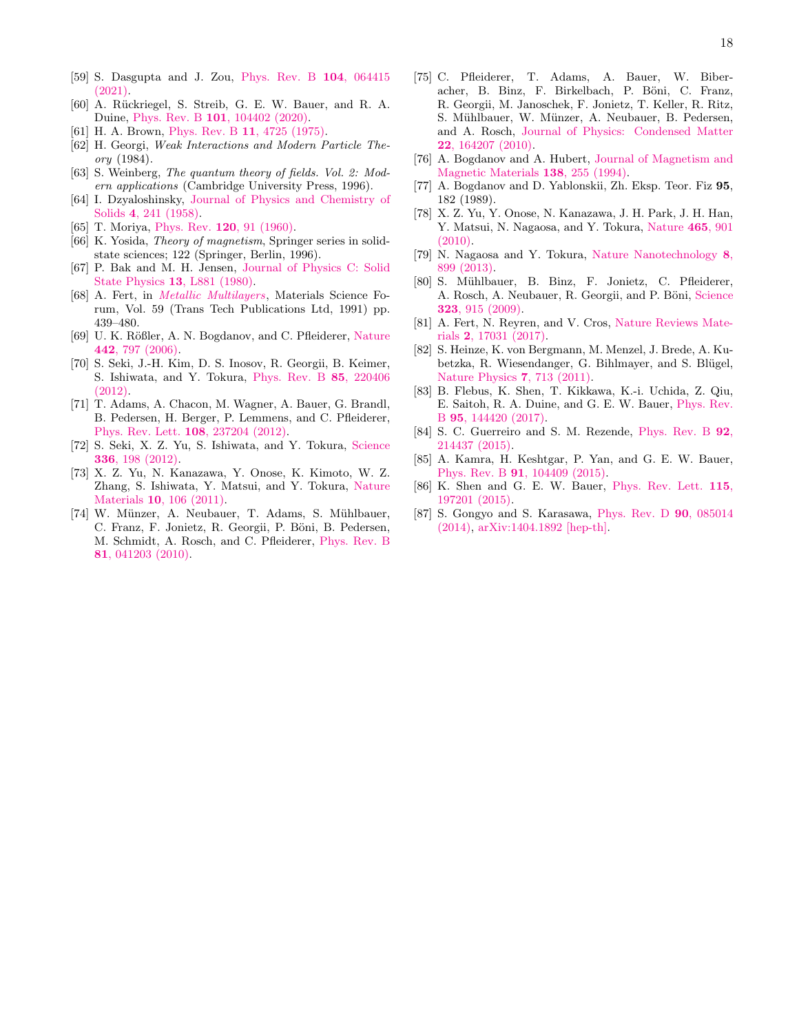[59] S. Dasgupta and J. Zou, Phys. Rev. B **104**, 064415 (2021).

[60] A. Rückriegel, S. Streib, G. E. W. Bauer, and R. A. Duine, Phys. Rev. B **101**, 104402 (2020).

[61] H. A. Brown, Phys. Rev. B **11**, 4725 (1975).

[62] H. Georgi, *Weak Interactions and Modern Particle Theory* (1984).

[63] S. Weinberg, *The quantum theory of fields. Vol. 2: Modern applications* (Cambridge University Press, 1996).

[64] I. Dzyaloshinsky, Journal of Physics and Chemistry of Solids **4**, 241 (1958).

[65] T. Moriya, Phys. Rev. **120**, 91 (1960).

[66] K. Yosida, *Theory of magnetism*, Springer series in solid-state sciences; 122 (Springer, Berlin, 1996).

[67] P. Bak and M. H. Jensen, Journal of Physics C: Solid State Physics **13**, L881 (1980).

[68] A. Fert, in *Metallic Multilayers*, Materials Science Forum, Vol. 59 (Trans Tech Publications Ltd, 1991) pp. 439–480.

[69] U. K. Rößler, A. N. Bogdanov, and C. Pfleiderer, Nature **442**, 797 (2006).

[70] S. Seki, J.-H. Kim, D. S. Inosov, R. Georgii, B. Keimer, S. Ishiwata, and Y. Tokura, Phys. Rev. B **85**, 220406 (2012).

[71] T. Adams, A. Chacon, M. Wagner, A. Bauer, G. Brandl, B. Pedersen, H. Berger, P. Lemmens, and C. Pfleiderer, Phys. Rev. Lett. **108**, 237204 (2012).

[72] S. Seki, X. Z. Yu, S. Ishiwata, and Y. Tokura, Science **336**, 198 (2012).

[73] X. Z. Yu, N. Kanazawa, Y. Onose, K. Kimoto, W. Z. Zhang, S. Ishiwata, Y. Matsui, and Y. Tokura, Nature Materials **10**, 106 (2011).

[74] W. Münzer, A. Neubauer, T. Adams, S. Mühlbauer, C. Franz, F. Jonietz, R. Georgii, P. Böni, B. Pedersen, M. Schmidt, A. Rosch, and C. Pfleiderer, Phys. Rev. B **81**, 041203 (2010).

[75] C. Pfleiderer, T. Adams, A. Bauer, W. Biberacher, B. Binz, F. Birkelbach, P. Böni, C. Franz, R. Georgii, M. Janoschek, F. Jonietz, T. Keller, R. Ritz, S. Mühlbauer, W. Münzer, A. Neubauer, B. Pedersen, and A. Rosch, Journal of Physics: Condensed Matter **22**, 164207 (2010).

[76] A. Bogdanov and A. Hubert, Journal of Magnetism and Magnetic Materials **138**, 255 (1994).

[77] A. Bogdanov and D. Yablonskii, Zh. Eksp. Teor. Fiz **95**, 182 (1989).

[78] X. Z. Yu, Y. Onose, N. Kanazawa, J. H. Park, J. H. Han, Y. Matsui, N. Nagaosa, and Y. Tokura, Nature **465**, 901 (2010).

[79] N. Nagaosa and Y. Tokura, Nature Nanotechnology **8**, 899 (2013).

[80] S. Mühlbauer, B. Binz, F. Jonietz, C. Pfleiderer, A. Rosch, A. Neubauer, R. Georgii, and P. Böni, Science **323**, 915 (2009).

[81] A. Fert, N. Reyren, and V. Cros, Nature Reviews Materials **2**, 17031 (2017).

[82] S. Heinze, K. von Bergmann, M. Menzel, J. Brede, A. Kubetzka, R. Wiesendanger, G. Bihlmayer, and S. Blügel, Nature Physics **7**, 713 (2011).

[83] B. Flebus, K. Shen, T. Kikkawa, K.-i. Uchida, Z. Qiu, E. Saitoh, R. A. Duine, and G. E. W. Bauer, Phys. Rev. B **95**, 144420 (2017).

[84] S. C. Guerreiro and S. M. Rezende, Phys. Rev. B **92**, 214437 (2015).

[85] A. Kamra, H. Keshtgar, P. Yan, and G. E. W. Bauer, Phys. Rev. B **91**, 104409 (2015).

[86] K. Shen and G. E. W. Bauer, Phys. Rev. Lett. **115**, 197201 (2015).

[87] S. Gongyo and S. Karasawa, Phys. Rev. D **90**, 085014 (2014), arXiv:1404.1892 [hep-th].